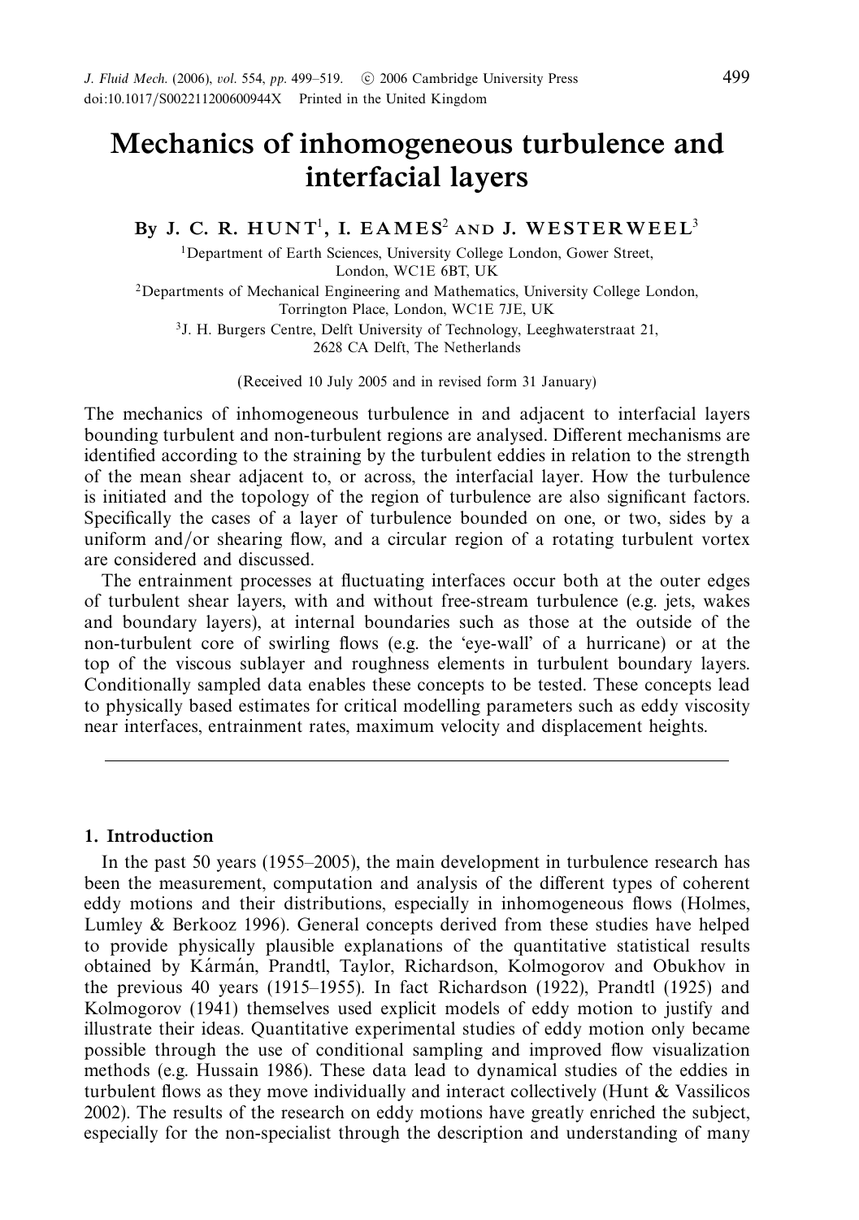# Mechanics of inhomogeneous turbulence and interfacial layers

By J. C. R. HUNT[1], I. EAMES[2] AND J. WESTERWEEL[3]

[1]Department of Earth Sciences, University College London, Gower Street, London, WC1E 6BT, UK

[2]Departments of Mechanical Engineering and Mathematics, University College London, Torrington Place, London, WC1E 7JE, UK

[3]J. H. Burgers Centre, Delft University of Technology, Leeghwaterstraat 21, 2628 CA Delft, The Netherlands

(Received 10 July 2005 and in revised form 31 January)

The mechanics of inhomogeneous turbulence in and adjacent to interfacial layers bounding turbulent and non-turbulent regions are analysed. Different mechanisms are identified according to the straining by the turbulent eddies in relation to the strength of the mean shear adjacent to, or across, the interfacial layer. How the turbulence is initiated and the topology of the region of turbulence are also significant factors. Specifically the cases of a layer of turbulence bounded on one, or two, sides by a uniform and/or shearing flow, and a circular region of a rotating turbulent vortex are considered and discussed.

The entrainment processes at fluctuating interfaces occur both at the outer edges of turbulent shear layers, with and without free-stream turbulence (e.g. jets, wakes and boundary layers), at internal boundaries such as those at the outside of the non-turbulent core of swirling flows (e.g. the 'eye-wall' of a hurricane) or at the top of the viscous sublayer and roughness elements in turbulent boundary layers. Conditionally sampled data enables these concepts to be tested. These concepts lead to physically based estimates for critical modelling parameters such as eddy viscosity near interfaces, entrainment rates, maximum velocity and displacement heights.

## 1. Introduction

In the past 50 years (1955–2005), the main development in turbulence research has been the measurement, computation and analysis of the different types of coherent eddy motions and their distributions, especially in inhomogeneous flows (Holmes, Lumley & Berkooz 1996). General concepts derived from these studies have helped to provide physically plausible explanations of the quantitative statistical results obtained by Kármán, Prandtl, Taylor, Richardson, Kolmogorov and Obukhov in the previous 40 years (1915–1955). In fact Richardson (1922), Prandtl (1925) and Kolmogorov (1941) themselves used explicit models of eddy motion to justify and illustrate their ideas. Quantitative experimental studies of eddy motion only became possible through the use of conditional sampling and improved flow visualization methods (e.g. Hussain 1986). These data lead to dynamical studies of the eddies in turbulent flows as they move individually and interact collectively (Hunt & Vassilicos 2002). The results of the research on eddy motions have greatly enriched the subject, especially for the non-specialist through the description and understanding of many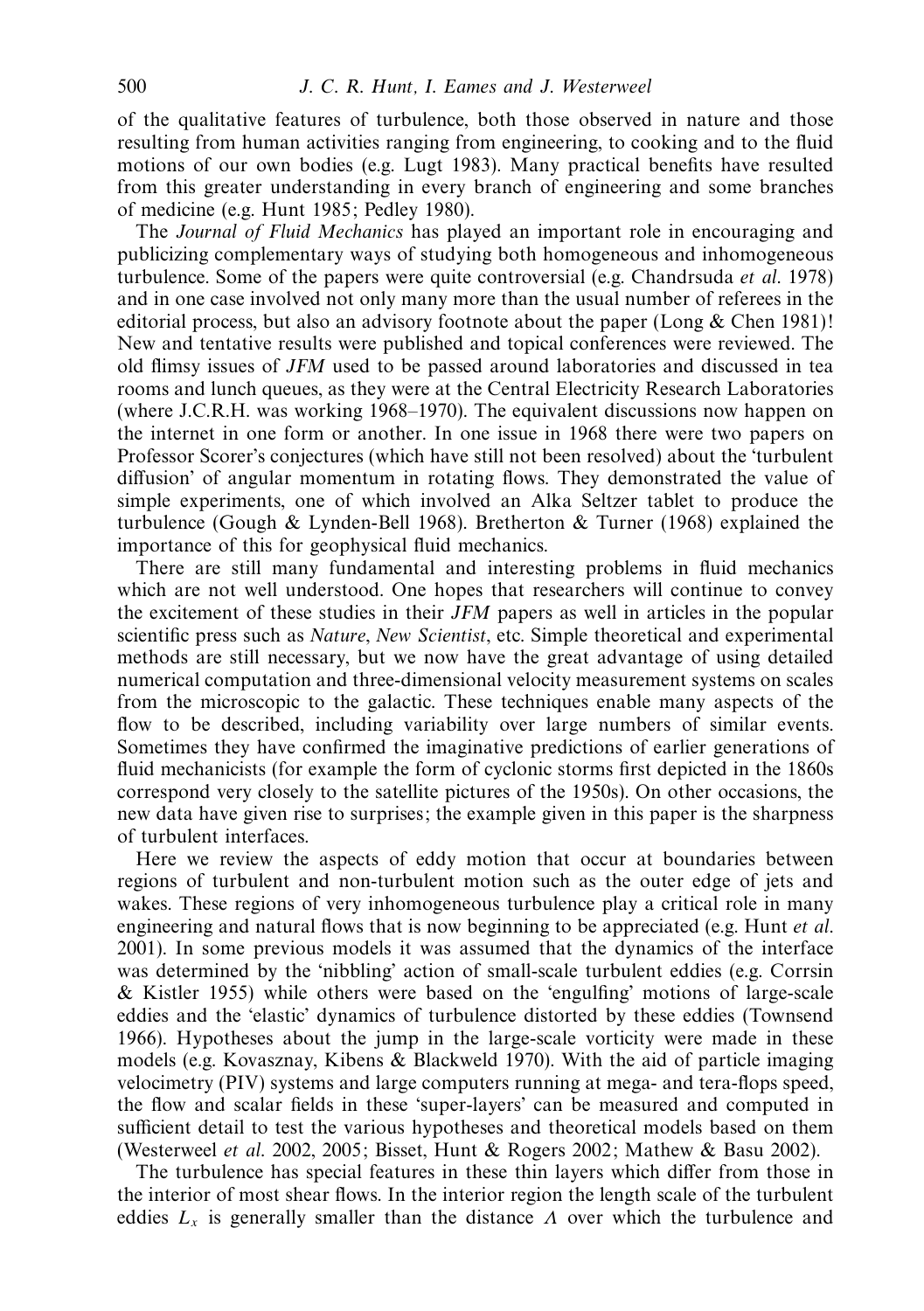of the qualitative features of turbulence, both those observed in nature and those resulting from human activities ranging from engineering, to cooking and to the fluid motions of our own bodies (e.g. Lugt 1983). Many practical benefits have resulted from this greater understanding in every branch of engineering and some branches of medicine (e.g. Hunt 1985; Pedley 1980).

The *Journal of Fluid Mechanics* has played an important role in encouraging and publicizing complementary ways of studying both homogeneous and inhomogeneous turbulence. Some of the papers were quite controversial (e.g. Chandrsuda *et al.* 1978) and in one case involved not only many more than the usual number of referees in the editorial process, but also an advisory footnote about the paper (Long & Chen 1981)! New and tentative results were published and topical conferences were reviewed. The old flimsy issues of *JFM* used to be passed around laboratories and discussed in tea rooms and lunch queues, as they were at the Central Electricity Research Laboratories (where J.C.R.H. was working 1968–1970). The equivalent discussions now happen on the internet in one form or another. In one issue in 1968 there were two papers on Professor Scorer's conjectures (which have still not been resolved) about the 'turbulent diffusion' of angular momentum in rotating flows. They demonstrated the value of simple experiments, one of which involved an Alka Seltzer tablet to produce the turbulence (Gough & Lynden-Bell 1968). Bretherton & Turner (1968) explained the importance of this for geophysical fluid mechanics.

There are still many fundamental and interesting problems in fluid mechanics which are not well understood. One hopes that researchers will continue to convey the excitement of these studies in their *JFM* papers as well in articles in the popular scientific press such as *Nature*, *New Scientist*, etc. Simple theoretical and experimental methods are still necessary, but we now have the great advantage of using detailed numerical computation and three-dimensional velocity measurement systems on scales from the microscopic to the galactic. These techniques enable many aspects of the flow to be described, including variability over large numbers of similar events. Sometimes they have confirmed the imaginative predictions of earlier generations of fluid mechanicists (for example the form of cyclonic storms first depicted in the 1860s correspond very closely to the satellite pictures of the 1950s). On other occasions, the new data have given rise to surprises; the example given in this paper is the sharpness of turbulent interfaces.

Here we review the aspects of eddy motion that occur at boundaries between regions of turbulent and non-turbulent motion such as the outer edge of jets and wakes. These regions of very inhomogeneous turbulence play a critical role in many engineering and natural flows that is now beginning to be appreciated (e.g. Hunt *et al.* 2001). In some previous models it was assumed that the dynamics of the interface was determined by the 'nibbling' action of small-scale turbulent eddies (e.g. Corrsin & Kistler 1955) while others were based on the 'engulfing' motions of large-scale eddies and the 'elastic' dynamics of turbulence distorted by these eddies (Townsend 1966). Hypotheses about the jump in the large-scale vorticity were made in these models (e.g. Kovasznay, Kibens & Blackweld 1970). With the aid of particle imaging velocimetry (PIV) systems and large computers running at mega- and tera-flops speed, the flow and scalar fields in these 'super-layers' can be measured and computed in sufficient detail to test the various hypotheses and theoretical models based on them (Westerweel *et al.* 2002, 2005; Bisset, Hunt & Rogers 2002; Mathew & Basu 2002).

The turbulence has special features in these thin layers which differ from those in the interior of most shear flows. In the interior region the length scale of the turbulent eddies $L_x$ is generally smaller than the distance $\Lambda$ over which the turbulence and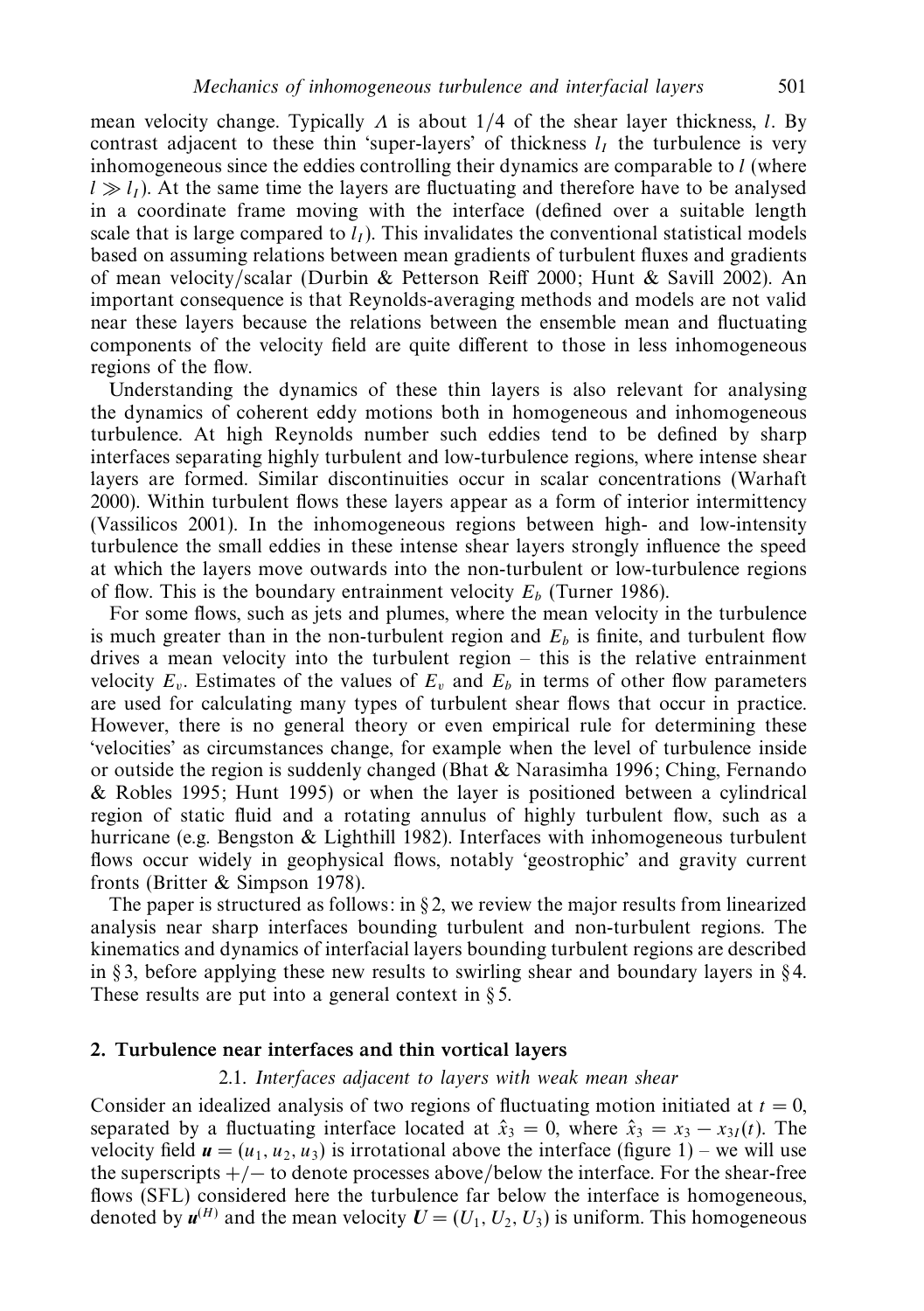mean velocity change. Typically $\Lambda$ is about 1/4 of the shear layer thickness, $l$. By contrast adjacent to these thin 'super-layers' of thickness $l_I$ the turbulence is very inhomogeneous since the eddies controlling their dynamics are comparable to $l$ (where $l \gg l_I$). At the same time the layers are fluctuating and therefore have to be analysed in a coordinate frame moving with the interface (defined over a suitable length scale that is large compared to $l_I$). This invalidates the conventional statistical models based on assuming relations between mean gradients of turbulent fluxes and gradients of mean velocity/scalar (Durbin & Petterson Reiff 2000; Hunt & Savill 2002). An important consequence is that Reynolds-averaging methods and models are not valid near these layers because the relations between the ensemble mean and fluctuating components of the velocity field are quite different to those in less inhomogeneous regions of the flow.

Understanding the dynamics of these thin layers is also relevant for analysing the dynamics of coherent eddy motions both in homogeneous and inhomogeneous turbulence. At high Reynolds number such eddies tend to be defined by sharp interfaces separating highly turbulent and low-turbulence regions, where intense shear layers are formed. Similar discontinuities occur in scalar concentrations (Warhaft 2000). Within turbulent flows these layers appear as a form of interior intermittency (Vassilicos 2001). In the inhomogeneous regions between high- and low-intensity turbulence the small eddies in these intense shear layers strongly influence the speed at which the layers move outwards into the non-turbulent or low-turbulence regions of flow. This is the boundary entrainment velocity $E_b$ (Turner 1986).

For some flows, such as jets and plumes, where the mean velocity in the turbulence is much greater than in the non-turbulent region and $E_b$ is finite, and turbulent flow drives a mean velocity into the turbulent region – this is the relative entrainment velocity $E_v$. Estimates of the values of $E_v$ and $E_b$ in terms of other flow parameters are used for calculating many types of turbulent shear flows that occur in practice. However, there is no general theory or even empirical rule for determining these 'velocities' as circumstances change, for example when the level of turbulence inside or outside the region is suddenly changed (Bhat & Narasimha 1996; Ching, Fernando & Robles 1995; Hunt 1995) or when the layer is positioned between a cylindrical region of static fluid and a rotating annulus of highly turbulent flow, such as a hurricane (e.g. Bengston & Lighthill 1982). Interfaces with inhomogeneous turbulent flows occur widely in geophysical flows, notably 'geostrophic' and gravity current fronts (Britter & Simpson 1978).

The paper is structured as follows: in § 2, we review the major results from linearized analysis near sharp interfaces bounding turbulent and non-turbulent regions. The kinematics and dynamics of interfacial layers bounding turbulent regions are described in § 3, before applying these new results to swirling shear and boundary layers in § 4. These results are put into a general context in § 5.

## 2. Turbulence near interfaces and thin vortical layers

### 2.1. *Interfaces adjacent to layers with weak mean shear*

Consider an idealized analysis of two regions of fluctuating motion initiated at $t = 0$, separated by a fluctuating interface located at $\hat{x}_3 = 0$, where $\hat{x}_3 = x_3 - x_{3I}(t)$. The velocity field $\boldsymbol{u} = (u_1, u_2, u_3)$ is irrotational above the interface (figure 1) – we will use the superscripts +/− to denote processes above/below the interface. For the shear-free flows (SFL) considered here the turbulence far below the interface is homogeneous, denoted by $\boldsymbol{u}^{(H)}$ and the mean velocity $\boldsymbol{U} = (U_1, U_2, U_3)$ is uniform. This homogeneous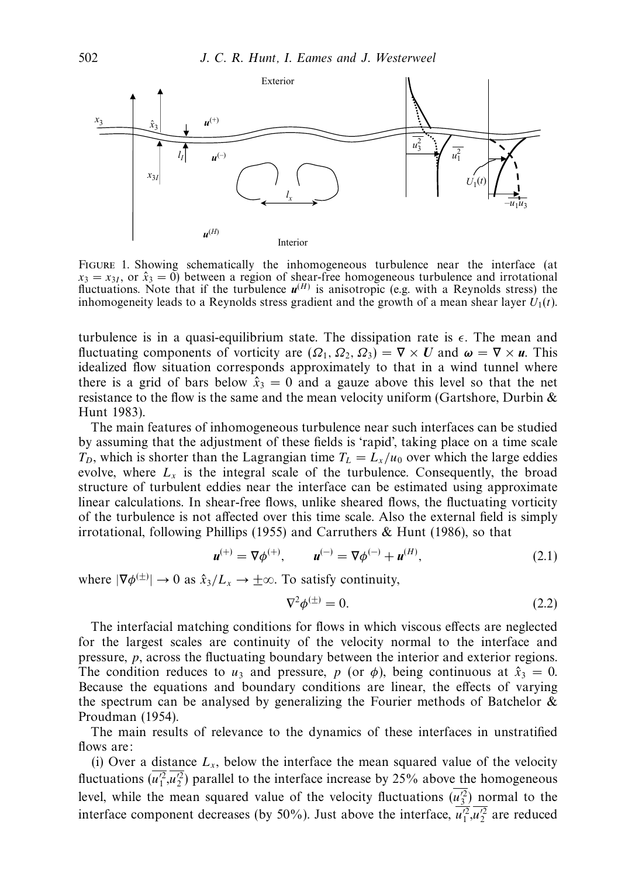FIGURE 1. Showing schematically the inhomogeneous turbulence near the interface (at $x_3 = x_{3I}$, or $\hat{x}_3 = 0$) between a region of shear-free homogeneous turbulence and irrotational fluctuations. Note that if the turbulence $\boldsymbol{u}^{(H)}$ is anisotropic (e.g. with a Reynolds stress) the inhomogeneity leads to a Reynolds stress gradient and the growth of a mean shear layer $U_1(t)$.

turbulence is in a quasi-equilibrium state. The dissipation rate is $\epsilon$. The mean and fluctuating components of vorticity are $(\Omega_1, \Omega_2, \Omega_3) = \nabla \times \boldsymbol{U}$ and $\boldsymbol{\omega} = \nabla \times \boldsymbol{u}$. This idealized flow situation corresponds approximately to that in a wind tunnel where there is a grid of bars below $\hat{x}_3 = 0$ and a gauze above this level so that the net resistance to the flow is the same and the mean velocity uniform (Gartshore, Durbin & Hunt 1983).

The main features of inhomogeneous turbulence near such interfaces can be studied by assuming that the adjustment of these fields is 'rapid', taking place on a time scale $T_D$, which is shorter than the Lagrangian time $T_L = L_x/u_0$ over which the large eddies evolve, where $L_x$ is the integral scale of the turbulence. Consequently, the broad structure of turbulent eddies near the interface can be estimated using approximate linear calculations. In shear-free flows, unlike sheared flows, the fluctuating vorticity of the turbulence is not affected over this time scale. Also the external field is simply irrotational, following Phillips (1955) and Carruthers & Hunt (1986), so that

$$\boldsymbol{u}^{(+)} = \nabla\phi^{(+)}, \qquad \boldsymbol{u}^{(-)} = \nabla\phi^{(-)} + \boldsymbol{u}^{(H)}, \tag{2.1}$$

where $|\nabla\phi^{(\pm)}| \to 0$ as $\hat{x}_3/L_x \to \pm\infty$. To satisfy continuity,

$$\nabla^2\phi^{(\pm)} = 0. \tag{2.2}$$

The interfacial matching conditions for flows in which viscous effects are neglected for the largest scales are continuity of the velocity normal to the interface and pressure, $p$, across the fluctuating boundary between the interior and exterior regions. The condition reduces to $u_3$ and pressure, $p$ (or $\phi$), being continuous at $\hat{x}_3 = 0$. Because the equations and boundary conditions are linear, the effects of varying the spectrum can be analysed by generalizing the Fourier methods of Batchelor & Proudman (1954).

The main results of relevance to the dynamics of these interfaces in unstratified flows are:

(i) Over a distance $L_x$, below the interface the mean squared value of the velocity fluctuations ($\overline{u_1'^2}$,$\overline{u_2'^2}$) parallel to the interface increase by 25% above the homogeneous level, while the mean squared value of the velocity fluctuations ($\overline{u_3'^2}$) normal to the interface component decreases (by 50%). Just above the interface, $\overline{u_1'^2}$,$\overline{u_2'^2}$ are reduced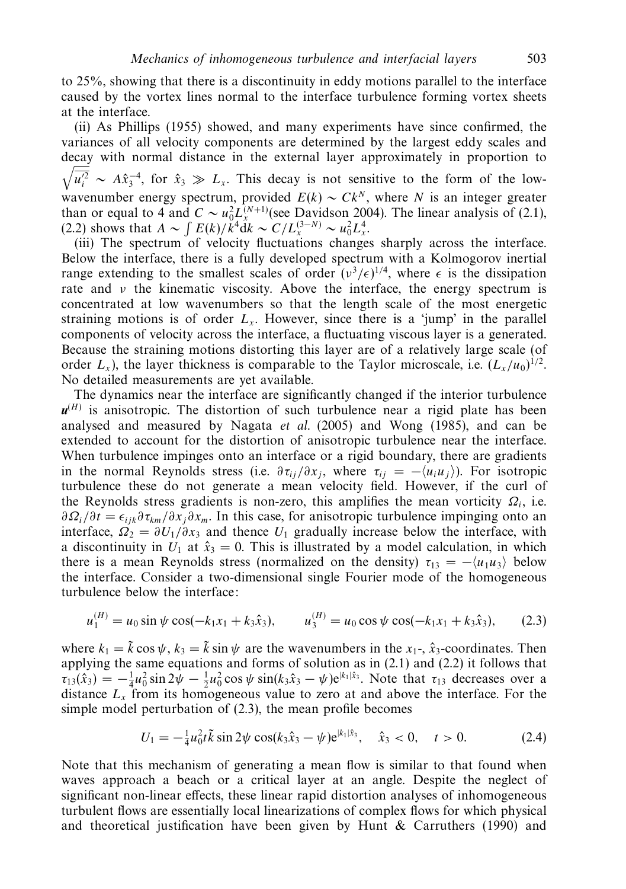to 25%, showing that there is a discontinuity in eddy motions parallel to the interface caused by the vortex lines normal to the interface turbulence forming vortex sheets at the interface.

(ii) As Phillips (1955) showed, and many experiments have since confirmed, the variances of all velocity components are determined by the largest eddy scales and decay with normal distance in the external layer approximately in proportion to $\sqrt{\overline{u_i'^2}} \sim A\hat{x}_3^{-4}$, for $\hat{x}_3 \gg L_x$. This decay is not sensitive to the form of the low-wavenumber energy spectrum, provided $E(k) \sim Ck^N$, where $N$ is an integer greater than or equal to 4 and $C \sim u_0^2 L_x^{(N+1)}$(see Davidson 2004). The linear analysis of (2.1), (2.2) shows that $A \sim \int E(k)/k^4 \mathrm{d}k \sim C/L_x^{(3-N)} \sim u_0^2 L_x^4$.

(iii) The spectrum of velocity fluctuations changes sharply across the interface. Below the interface, there is a fully developed spectrum with a Kolmogorov inertial range extending to the smallest scales of order $(\nu^3/\epsilon)^{1/4}$, where $\epsilon$ is the dissipation rate and $\nu$ the kinematic viscosity. Above the interface, the energy spectrum is concentrated at low wavenumbers so that the length scale of the most energetic straining motions is of order $L_x$. However, since there is a 'jump' in the parallel components of velocity across the interface, a fluctuating viscous layer is a generated. Because the straining motions distorting this layer are of a relatively large scale (of order $L_x$), the layer thickness is comparable to the Taylor microscale, i.e. $(L_x/u_0)^{1/2}$. No detailed measurements are yet available.

The dynamics near the interface are significantly changed if the interior turbulence $\boldsymbol{u}^{(H)}$ is anisotropic. The distortion of such turbulence near a rigid plate has been analysed and measured by Nagata *et al.* (2005) and Wong (1985), and can be extended to account for the distortion of anisotropic turbulence near the interface. When turbulence impinges onto an interface or a rigid boundary, there are gradients in the normal Reynolds stress (i.e. $\partial \tau_{ij}/\partial x_j$, where $\tau_{ij} = -\langle u_i u_j \rangle$). For isotropic turbulence these do not generate a mean velocity field. However, if the curl of the Reynolds stress gradients is non-zero, this amplifies the mean vorticity $\Omega_i$, i.e. $\partial \Omega_i/\partial t = \epsilon_{ijk} \partial \tau_{km}/\partial x_j \partial x_m$. In this case, for anisotropic turbulence impinging onto an interface, $\Omega_2 = \partial U_1/\partial x_3$ and thence $U_1$ gradually increase below the interface, with a discontinuity in $U_1$ at $\hat{x}_3 = 0$. This is illustrated by a model calculation, in which there is a mean Reynolds stress (normalized on the density) $\tau_{13} = -\langle u_1 u_3 \rangle$ below the interface. Consider a two-dimensional single Fourier mode of the homogeneous turbulence below the interface:

$$u_1^{(H)} = u_0 \sin\psi \cos(-k_1 x_1 + k_3 \hat{x}_3), \qquad u_3^{(H)} = u_0 \cos\psi \cos(-k_1 x_1 + k_3 \hat{x}_3), \tag{2.3}$$

where $k_1 = \tilde{k}\cos\psi$, $k_3 = \tilde{k}\sin\psi$ are the wavenumbers in the $x_1$-, $\hat{x}_3$-coordinates. Then applying the same equations and forms of solution as in (2.1) and (2.2) it follows that $\tau_{13}(\hat{x}_3) = -\frac{1}{4}u_0^2 \sin 2\psi - \frac{1}{2}u_0^2 \cos\psi \sin(k_3\hat{x}_3 - \psi)\mathrm{e}^{|k_1|\hat{x}_3}$. Note that $\tau_{13}$ decreases over a distance $L_x$ from its homogeneous value to zero at and above the interface. For the simple model perturbation of (2.3), the mean profile becomes

$$U_1 = -\tfrac{1}{4}u_0^2 t\tilde{k} \sin 2\psi \cos(k_3\hat{x}_3 - \psi)\mathrm{e}^{|k_1|\hat{x}_3}, \quad \hat{x}_3 < 0, \quad t > 0. \tag{2.4}$$

Note that this mechanism of generating a mean flow is similar to that found when waves approach a beach or a critical layer at an angle. Despite the neglect of significant non-linear effects, these linear rapid distortion analyses of inhomogeneous turbulent flows are essentially local linearizations of complex flows for which physical and theoretical justification have been given by Hunt & Carruthers (1990) and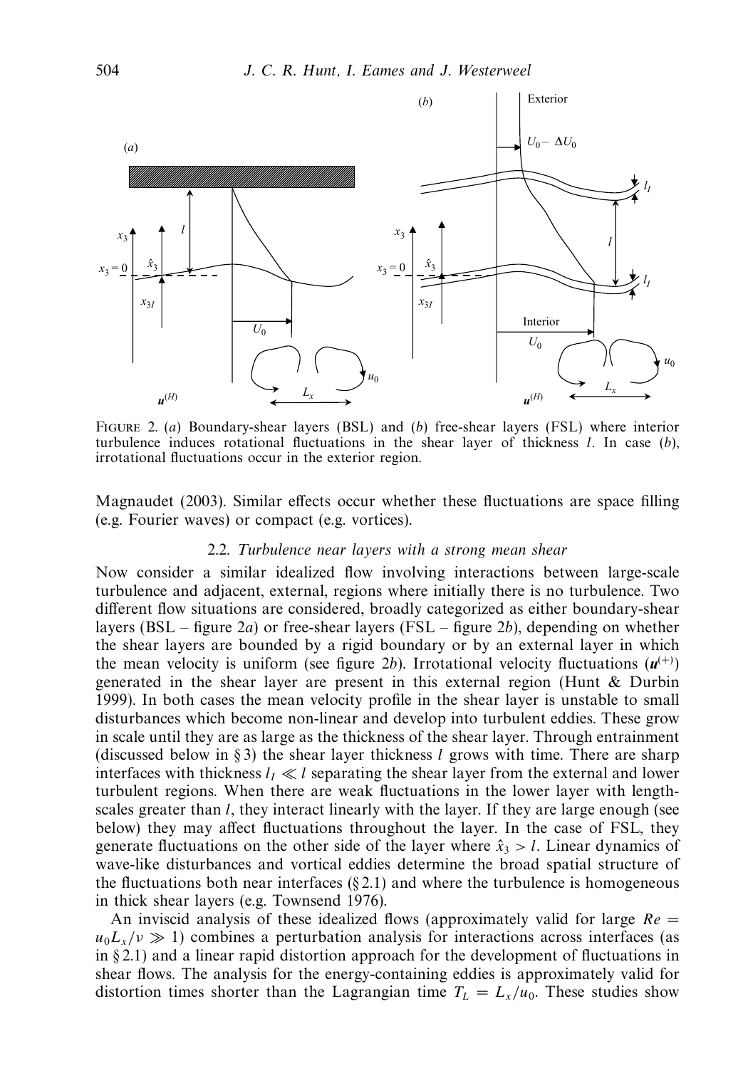FIGURE 2. (*a*) Boundary-shear layers (BSL) and (*b*) free-shear layers (FSL) where interior turbulence induces rotational fluctuations in the shear layer of thickness $l$. In case (*b*), irrotational fluctuations occur in the exterior region.

Magnaudet (2003). Similar effects occur whether these fluctuations are space filling (e.g. Fourier waves) or compact (e.g. vortices).

### 2.2. *Turbulence near layers with a strong mean shear*

Now consider a similar idealized flow involving interactions between large-scale turbulence and adjacent, external, regions where initially there is no turbulence. Two different flow situations are considered, broadly categorized as either boundary-shear layers (BSL – figure 2*a*) or free-shear layers (FSL – figure 2*b*), depending on whether the shear layers are bounded by a rigid boundary or by an external layer in which the mean velocity is uniform (see figure 2*b*). Irrotational velocity fluctuations ($\boldsymbol{u}^{(+)}$) generated in the shear layer are present in this external region (Hunt & Durbin 1999). In both cases the mean velocity profile in the shear layer is unstable to small disturbances which become non-linear and develop into turbulent eddies. These grow in scale until they are as large as the thickness of the shear layer. Through entrainment (discussed below in § 3) the shear layer thickness $l$ grows with time. There are sharp interfaces with thickness $l_I \ll l$ separating the shear layer from the external and lower turbulent regions. When there are weak fluctuations in the lower layer with length-scales greater than $l$, they interact linearly with the layer. If they are large enough (see below) they may affect fluctuations throughout the layer. In the case of FSL, they generate fluctuations on the other side of the layer where $\hat{x}_3 > l$. Linear dynamics of wave-like disturbances and vortical eddies determine the broad spatial structure of the fluctuations both near interfaces (§ 2.1) and where the turbulence is homogeneous in thick shear layers (e.g. Townsend 1976).

An inviscid analysis of these idealized flows (approximately valid for large $Re = u_0 L_x/\nu \gg 1$) combines a perturbation analysis for interactions across interfaces (as in § 2.1) and a linear rapid distortion approach for the development of fluctuations in shear flows. The analysis for the energy-containing eddies is approximately valid for distortion times shorter than the Lagrangian time $T_L = L_x/u_0$. These studies show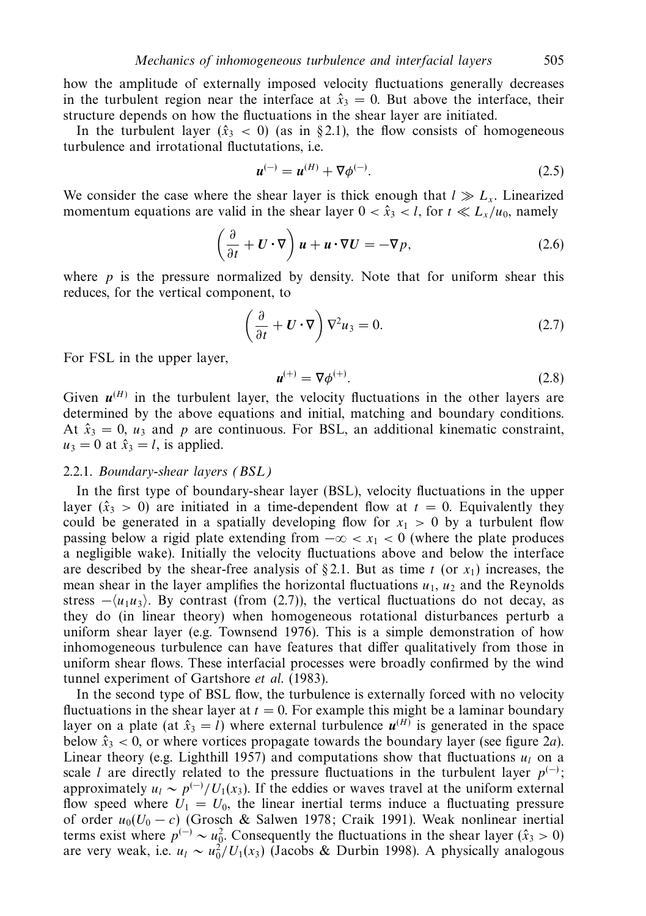how the amplitude of externally imposed velocity fluctuations generally decreases in the turbulent region near the interface at $\hat{x}_3 = 0$. But above the interface, their structure depends on how the fluctuations in the shear layer are initiated.

In the turbulent layer ($\hat{x}_3 < 0$) (as in §2.1), the flow consists of homogeneous turbulence and irrotational fluctutations, i.e.

$$\boldsymbol{u}^{(-)} = \boldsymbol{u}^{(H)} + \nabla\phi^{(-)}. \tag{2.5}$$

We consider the case where the shear layer is thick enough that $l \gg L_x$. Linearized momentum equations are valid in the shear layer $0 < \hat{x}_3 < l$, for $t \ll L_x/u_0$, namely

$$\left(\frac{\partial}{\partial t} + \boldsymbol{U}\boldsymbol{\cdot}\nabla\right)\boldsymbol{u} + \boldsymbol{u}\boldsymbol{\cdot}\nabla\boldsymbol{U} = -\nabla p, \tag{2.6}$$

where $p$ is the pressure normalized by density. Note that for uniform shear this reduces, for the vertical component, to

$$\left(\frac{\partial}{\partial t} + \boldsymbol{U}\boldsymbol{\cdot}\nabla\right)\nabla^2 u_3 = 0. \tag{2.7}$$

For FSL in the upper layer,

$$\boldsymbol{u}^{(+)} = \nabla\phi^{(+)}. \tag{2.8}$$

Given $\boldsymbol{u}^{(H)}$ in the turbulent layer, the velocity fluctuations in the other layers are determined by the above equations and initial, matching and boundary conditions. At $\hat{x}_3 = 0$, $u_3$ and $p$ are continuous. For BSL, an additional kinematic constraint, $u_3 = 0$ at $\hat{x}_3 = l$, is applied.

### 2.2.1. *Boundary-shear layers (BSL)*

In the first type of boundary-shear layer (BSL), velocity fluctuations in the upper layer ($\hat{x}_3 > 0$) are initiated in a time-dependent flow at $t = 0$. Equivalently they could be generated in a spatially developing flow for $x_1 > 0$ by a turbulent flow passing below a rigid plate extending from $-\infty < x_1 < 0$ (where the plate produces a negligible wake). Initially the velocity fluctuations above and below the interface are described by the shear-free analysis of §2.1. But as time $t$ (or $x_1$) increases, the mean shear in the layer amplifies the horizontal fluctuations $u_1$, $u_2$ and the Reynolds stress $-\langle u_1 u_3\rangle$. By contrast (from (2.7)), the vertical fluctuations do not decay, as they do (in linear theory) when homogeneous rotational disturbances perturb a uniform shear layer (e.g. Townsend 1976). This is a simple demonstration of how inhomogeneous turbulence can have features that differ qualitatively from those in uniform shear flows. These interfacial processes were broadly confirmed by the wind tunnel experiment of Gartshore *et al.* (1983).

In the second type of BSL flow, the turbulence is externally forced with no velocity fluctuations in the shear layer at $t = 0$. For example this might be a laminar boundary layer on a plate (at $\hat{x}_3 = l$) where external turbulence $\boldsymbol{u}^{(H)}$ is generated in the space below $\hat{x}_3 < 0$, or where vortices propagate towards the boundary layer (see figure 2*a*). Linear theory (e.g. Lighthill 1957) and computations show that fluctuations $u_l$ on a scale $l$ are directly related to the pressure fluctuations in the turbulent layer $p^{(-)}$; approximately $u_l \sim p^{(-)}/U_1(x_3)$. If the eddies or waves travel at the uniform external flow speed where $U_1 = U_0$, the linear inertial terms induce a fluctuating pressure of order $u_0(U_0 - c)$ (Grosch & Salwen 1978; Craik 1991). Weak nonlinear inertial terms exist where $p^{(-)} \sim u_0^2$. Consequently the fluctuations in the shear layer ($\hat{x}_3 > 0$) are very weak, i.e. $u_l \sim u_0^2/U_1(x_3)$ (Jacobs & Durbin 1998). A physically analogous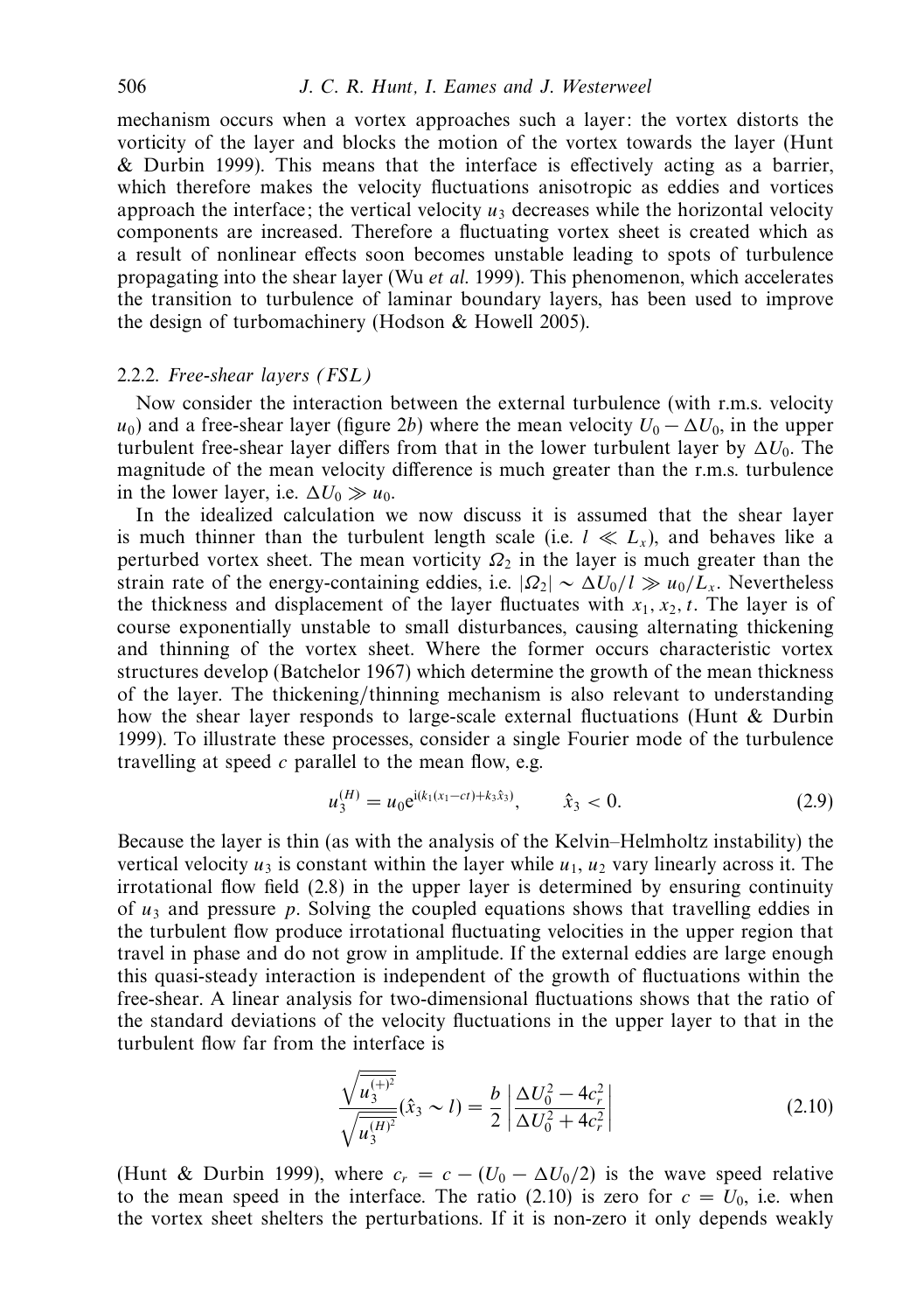mechanism occurs when a vortex approaches such a layer: the vortex distorts the vorticity of the layer and blocks the motion of the vortex towards the layer (Hunt & Durbin 1999). This means that the interface is effectively acting as a barrier, which therefore makes the velocity fluctuations anisotropic as eddies and vortices approach the interface; the vertical velocity $u_3$ decreases while the horizontal velocity components are increased. Therefore a fluctuating vortex sheet is created which as a result of nonlinear effects soon becomes unstable leading to spots of turbulence propagating into the shear layer (Wu *et al.* 1999). This phenomenon, which accelerates the transition to turbulence of laminar boundary layers, has been used to improve the design of turbomachinery (Hodson & Howell 2005).

### 2.2.2. *Free-shear layers (FSL)*

Now consider the interaction between the external turbulence (with r.m.s. velocity $u_0$) and a free-shear layer (figure 2*b*) where the mean velocity $U_0 - \Delta U_0$, in the upper turbulent free-shear layer differs from that in the lower turbulent layer by $\Delta U_0$. The magnitude of the mean velocity difference is much greater than the r.m.s. turbulence in the lower layer, i.e. $\Delta U_0 \gg u_0$.

In the idealized calculation we now discuss it is assumed that the shear layer is much thinner than the turbulent length scale (i.e. $l \ll L_x$), and behaves like a perturbed vortex sheet. The mean vorticity $\Omega_2$ in the layer is much greater than the strain rate of the energy-containing eddies, i.e. $|\Omega_2| \sim \Delta U_0/l \gg u_0/L_x$. Nevertheless the thickness and displacement of the layer fluctuates with $x_1, x_2, t$. The layer is of course exponentially unstable to small disturbances, causing alternating thickening and thinning of the vortex sheet. Where the former occurs characteristic vortex structures develop (Batchelor 1967) which determine the growth of the mean thickness of the layer. The thickening/thinning mechanism is also relevant to understanding how the shear layer responds to large-scale external fluctuations (Hunt & Durbin 1999). To illustrate these processes, consider a single Fourier mode of the turbulence travelling at speed $c$ parallel to the mean flow, e.g.

$$u_3^{(H)} = u_0 \mathrm{e}^{\mathrm{i}(k_1(x_1 - ct) + k_3 \hat{x}_3)}, \qquad \hat{x}_3 < 0. \tag{2.9}$$

Because the layer is thin (as with the analysis of the Kelvin–Helmholtz instability) the vertical velocity $u_3$ is constant within the layer while $u_1$, $u_2$ vary linearly across it. The irrotational flow field (2.8) in the upper layer is determined by ensuring continuity of $u_3$ and pressure $p$. Solving the coupled equations shows that travelling eddies in the turbulent flow produce irrotational fluctuating velocities in the upper region that travel in phase and do not grow in amplitude. If the external eddies are large enough this quasi-steady interaction is independent of the growth of fluctuations within the free-shear. A linear analysis for two-dimensional fluctuations shows that the ratio of the standard deviations of the velocity fluctuations in the upper layer to that in the turbulent flow far from the interface is

$$\frac{\sqrt{\overline{u_3^{(+)^2}}}}{\sqrt{\overline{u_3^{(H)^2}}}}(\hat{x}_3 \sim l) = \frac{b}{2}\left|\frac{\Delta U_0^2 - 4c_r^2}{\Delta U_0^2 + 4c_r^2}\right| \tag{2.10}$$

(Hunt & Durbin 1999), where $c_r = c - (U_0 - \Delta U_0/2)$ is the wave speed relative to the mean speed in the interface. The ratio (2.10) is zero for $c = U_0$, i.e. when the vortex sheet shelters the perturbations. If it is non-zero it only depends weakly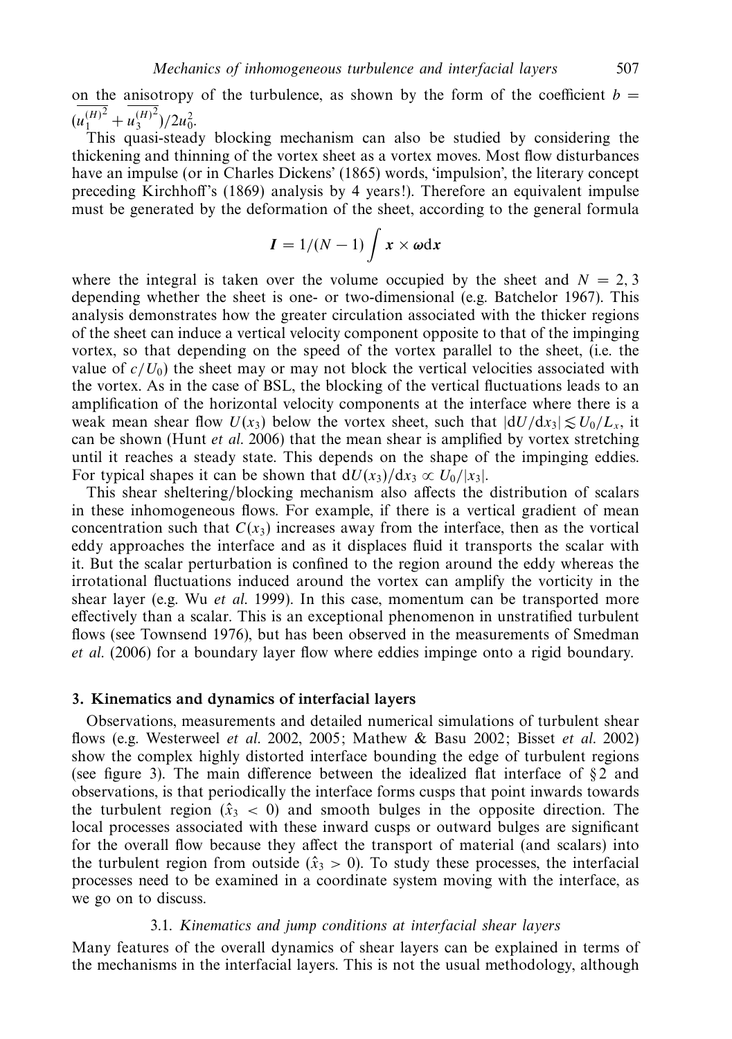on the anisotropy of the turbulence, as shown by the form of the coefficient $b = (\overline{u_1^{(H)^2}} + \overline{u_3^{(H)^2}})/2u_0^2$.

This quasi-steady blocking mechanism can also be studied by considering the thickening and thinning of the vortex sheet as a vortex moves. Most flow disturbances have an impulse (or in Charles Dickens' (1865) words, 'impulsion', the literary concept preceding Kirchhoff's (1869) analysis by 4 years!). Therefore an equivalent impulse must be generated by the deformation of the sheet, according to the general formula

$$\boldsymbol{I} = 1/(N-1) \int \boldsymbol{x} \times \boldsymbol{\omega} \mathrm{d}\boldsymbol{x}$$

where the integral is taken over the volume occupied by the sheet and $N = 2, 3$ depending whether the sheet is one- or two-dimensional (e.g. Batchelor 1967). This analysis demonstrates how the greater circulation associated with the thicker regions of the sheet can induce a vertical velocity component opposite to that of the impinging vortex, so that depending on the speed of the vortex parallel to the sheet, (i.e. the value of $c/U_0$) the sheet may or may not block the vertical velocities associated with the vortex. As in the case of BSL, the blocking of the vertical fluctuations leads to an amplification of the horizontal velocity components at the interface where there is a weak mean shear flow $U(x_3)$ below the vortex sheet, such that $|\mathrm{d}U/\mathrm{d}x_3| \lesssim U_0/L_x$, it can be shown (Hunt *et al.* 2006) that the mean shear is amplified by vortex stretching until it reaches a steady state. This depends on the shape of the impinging eddies. For typical shapes it can be shown that $\mathrm{d}U(x_3)/\mathrm{d}x_3 \propto U_0/|x_3|$.

This shear sheltering/blocking mechanism also affects the distribution of scalars in these inhomogeneous flows. For example, if there is a vertical gradient of mean concentration such that $C(x_3)$ increases away from the interface, then as the vortical eddy approaches the interface and as it displaces fluid it transports the scalar with it. But the scalar perturbation is confined to the region around the eddy whereas the irrotational fluctuations induced around the vortex can amplify the vorticity in the shear layer (e.g. Wu *et al.* 1999). In this case, momentum can be transported more effectively than a scalar. This is an exceptional phenomenon in unstratified turbulent flows (see Townsend 1976), but has been observed in the measurements of Smedman *et al.* (2006) for a boundary layer flow where eddies impinge onto a rigid boundary.

## 3. Kinematics and dynamics of interfacial layers

Observations, measurements and detailed numerical simulations of turbulent shear flows (e.g. Westerweel *et al.* 2002, 2005; Mathew & Basu 2002; Bisset *et al.* 2002) show the complex highly distorted interface bounding the edge of turbulent regions (see figure 3). The main difference between the idealized flat interface of § 2 and observations, is that periodically the interface forms cusps that point inwards towards the turbulent region ($\hat{x}_3 < 0$) and smooth bulges in the opposite direction. The local processes associated with these inward cusps or outward bulges are significant for the overall flow because they affect the transport of material (and scalars) into the turbulent region from outside ($\hat{x}_3 > 0$). To study these processes, the interfacial processes need to be examined in a coordinate system moving with the interface, as we go on to discuss.

### 3.1. *Kinematics and jump conditions at interfacial shear layers*

Many features of the overall dynamics of shear layers can be explained in terms of the mechanisms in the interfacial layers. This is not the usual methodology, although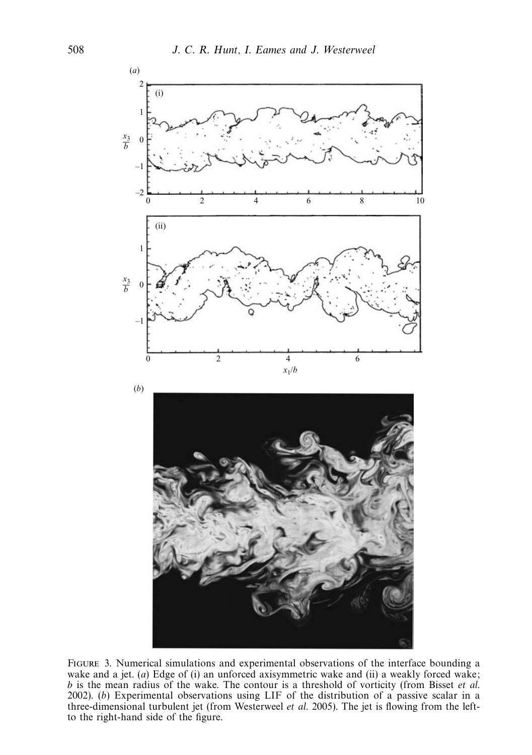FIGURE 3. Numerical simulations and experimental observations of the interface bounding a wake and a jet. (*a*) Edge of (i) an unforced axisymmetric wake and (ii) a weakly forced wake; $b$ is the mean radius of the wake. The contour is a threshold of vorticity (from Bisset *et al.* 2002). (*b*) Experimental observations using LIF of the distribution of a passive scalar in a three-dimensional turbulent jet (from Westerweel *et al.* 2005). The jet is flowing from the left- to the right-hand side of the figure.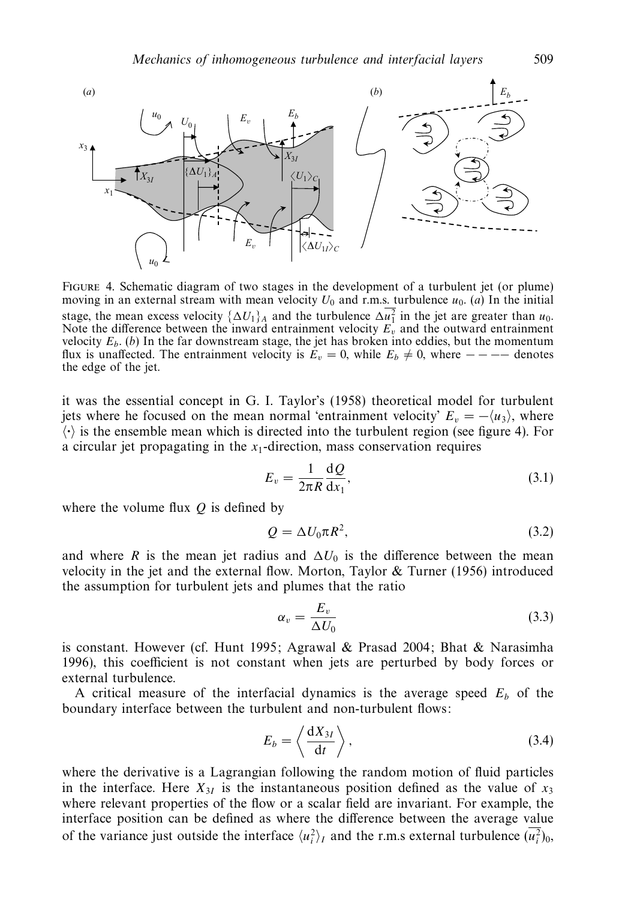FIGURE 4. Schematic diagram of two stages in the development of a turbulent jet (or plume) moving in an external stream with mean velocity $U_0$ and r.m.s. turbulence $u_0$. (*a*) In the initial stage, the mean excess velocity $\{\Delta U_1\}_A$ and the turbulence $\Delta \overline{u_1^2}$ in the jet are greater than $u_0$. Note the difference between the inward entrainment velocity $E_v$ and the outward entrainment velocity $E_b$. (*b*) In the far downstream stage, the jet has broken into eddies, but the momentum flux is unaffected. The entrainment velocity is $E_v = 0$, while $E_b \neq 0$, where $- - -$ denotes the edge of the jet.

it was the essential concept in G. I. Taylor's (1958) theoretical model for turbulent jets where he focused on the mean normal 'entrainment velocity' $E_v = -\langle u_3 \rangle$, where $\langle \cdot \rangle$ is the ensemble mean which is directed into the turbulent region (see figure 4). For a circular jet propagating in the $x_1$-direction, mass conservation requires

$$E_v = \frac{1}{2\pi R} \frac{\mathrm{d}Q}{\mathrm{d}x_1}, \tag{3.1}$$

where the volume flux $Q$ is defined by

$$Q = \Delta U_0 \pi R^2, \tag{3.2}$$

and where $R$ is the mean jet radius and $\Delta U_0$ is the difference between the mean velocity in the jet and the external flow. Morton, Taylor & Turner (1956) introduced the assumption for turbulent jets and plumes that the ratio

$$\alpha_v = \frac{E_v}{\Delta U_0} \tag{3.3}$$

is constant. However (cf. Hunt 1995; Agrawal & Prasad 2004; Bhat & Narasimha 1996), this coefficient is not constant when jets are perturbed by body forces or external turbulence.

A critical measure of the interfacial dynamics is the average speed $E_b$ of the boundary interface between the turbulent and non-turbulent flows:

$$E_b = \left\langle \frac{\mathrm{d}X_{3I}}{\mathrm{d}t} \right\rangle, \tag{3.4}$$

where the derivative is a Lagrangian following the random motion of fluid particles in the interface. Here $X_{3I}$ is the instantaneous position defined as the value of $x_3$ where relevant properties of the flow or a scalar field are invariant. For example, the interface position can be defined as where the difference between the average value of the variance just outside the interface $\langle u_i^2 \rangle_I$ and the r.m.s external turbulence $(\overline{u_i^2})_0$,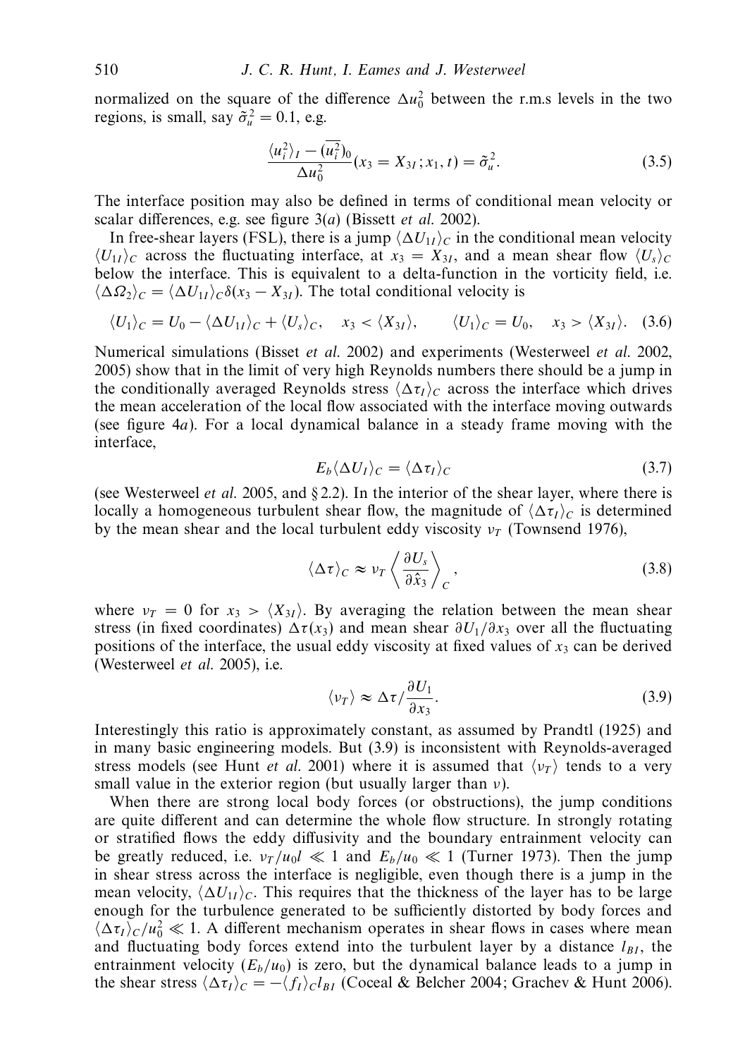normalized on the square of the difference $\Delta u_0^2$ between the r.m.s levels in the two regions, is small, say $\tilde{\sigma}_u^2 = 0.1$, e.g.

$$\frac{\langle u_i^2 \rangle_I - (\overline{u_i^2})_0}{\Delta u_0^2}(x_3 = X_{3I}; x_1, t) = \tilde{\sigma}_u^2. \tag{3.5}$$

The interface position may also be defined in terms of conditional mean velocity or scalar differences, e.g. see figure 3(*a*) (Bissett *et al.* 2002).

In free-shear layers (FSL), there is a jump $\langle \Delta U_{1I} \rangle_C$ in the conditional mean velocity $\langle U_{1I} \rangle_C$ across the fluctuating interface, at $x_3 = X_{3I}$, and a mean shear flow $\langle U_s \rangle_C$ below the interface. This is equivalent to a delta-function in the vorticity field, i.e. $\langle \Delta \Omega_2 \rangle_C = \langle \Delta U_{1I} \rangle_C \delta(x_3 - X_{3I})$. The total conditional velocity is

$$\langle U_1 \rangle_C = U_0 - \langle \Delta U_{1I} \rangle_C + \langle U_s \rangle_C, \quad x_3 < \langle X_{3I} \rangle, \qquad \langle U_1 \rangle_C = U_0, \quad x_3 > \langle X_{3I} \rangle. \tag{3.6}$$

Numerical simulations (Bisset *et al.* 2002) and experiments (Westerweel *et al.* 2002, 2005) show that in the limit of very high Reynolds numbers there should be a jump in the conditionally averaged Reynolds stress $\langle \Delta \tau_I \rangle_C$ across the interface which drives the mean acceleration of the local flow associated with the interface moving outwards (see figure 4*a*). For a local dynamical balance in a steady frame moving with the interface,

$$E_b \langle \Delta U_I \rangle_C = \langle \Delta \tau_I \rangle_C \tag{3.7}$$

(see Westerweel *et al.* 2005, and § 2.2). In the interior of the shear layer, where there is locally a homogeneous turbulent shear flow, the magnitude of $\langle \Delta \tau_I \rangle_C$ is determined by the mean shear and the local turbulent eddy viscosity $\nu_T$ (Townsend 1976),

$$\langle \Delta \tau \rangle_C \approx \nu_T \left\langle \frac{\partial U_s}{\partial \hat{x}_3} \right\rangle_C, \tag{3.8}$$

where $\nu_T = 0$ for $x_3 > \langle X_{3I} \rangle$. By averaging the relation between the mean shear stress (in fixed coordinates) $\Delta \tau(x_3)$ and mean shear $\partial U_1 / \partial x_3$ over all the fluctuating positions of the interface, the usual eddy viscosity at fixed values of $x_3$ can be derived (Westerweel *et al.* 2005), i.e.

$$\langle \nu_T \rangle \approx \Delta \tau / \frac{\partial U_1}{\partial x_3}. \tag{3.9}$$

Interestingly this ratio is approximately constant, as assumed by Prandtl (1925) and in many basic engineering models. But (3.9) is inconsistent with Reynolds-averaged stress models (see Hunt *et al.* 2001) where it is assumed that $\langle \nu_T \rangle$ tends to a very small value in the exterior region (but usually larger than $\nu$).

When there are strong local body forces (or obstructions), the jump conditions are quite different and can determine the whole flow structure. In strongly rotating or stratified flows the eddy diffusivity and the boundary entrainment velocity can be greatly reduced, i.e. $\nu_T / u_0 l \ll 1$ and $E_b / u_0 \ll 1$ (Turner 1973). Then the jump in shear stress across the interface is negligible, even though there is a jump in the mean velocity, $\langle \Delta U_{1I} \rangle_C$. This requires that the thickness of the layer has to be large enough for the turbulence generated to be sufficiently distorted by body forces and $\langle \Delta \tau_I \rangle_C / u_0^2 \ll 1$. A different mechanism operates in shear flows in cases where mean and fluctuating body forces extend into the turbulent layer by a distance $l_{BI}$, the entrainment velocity $(E_b / u_0)$ is zero, but the dynamical balance leads to a jump in the shear stress $\langle \Delta \tau_I \rangle_C = -\langle f_I \rangle_C l_{BI}$ (Coceal & Belcher 2004; Grachev & Hunt 2006).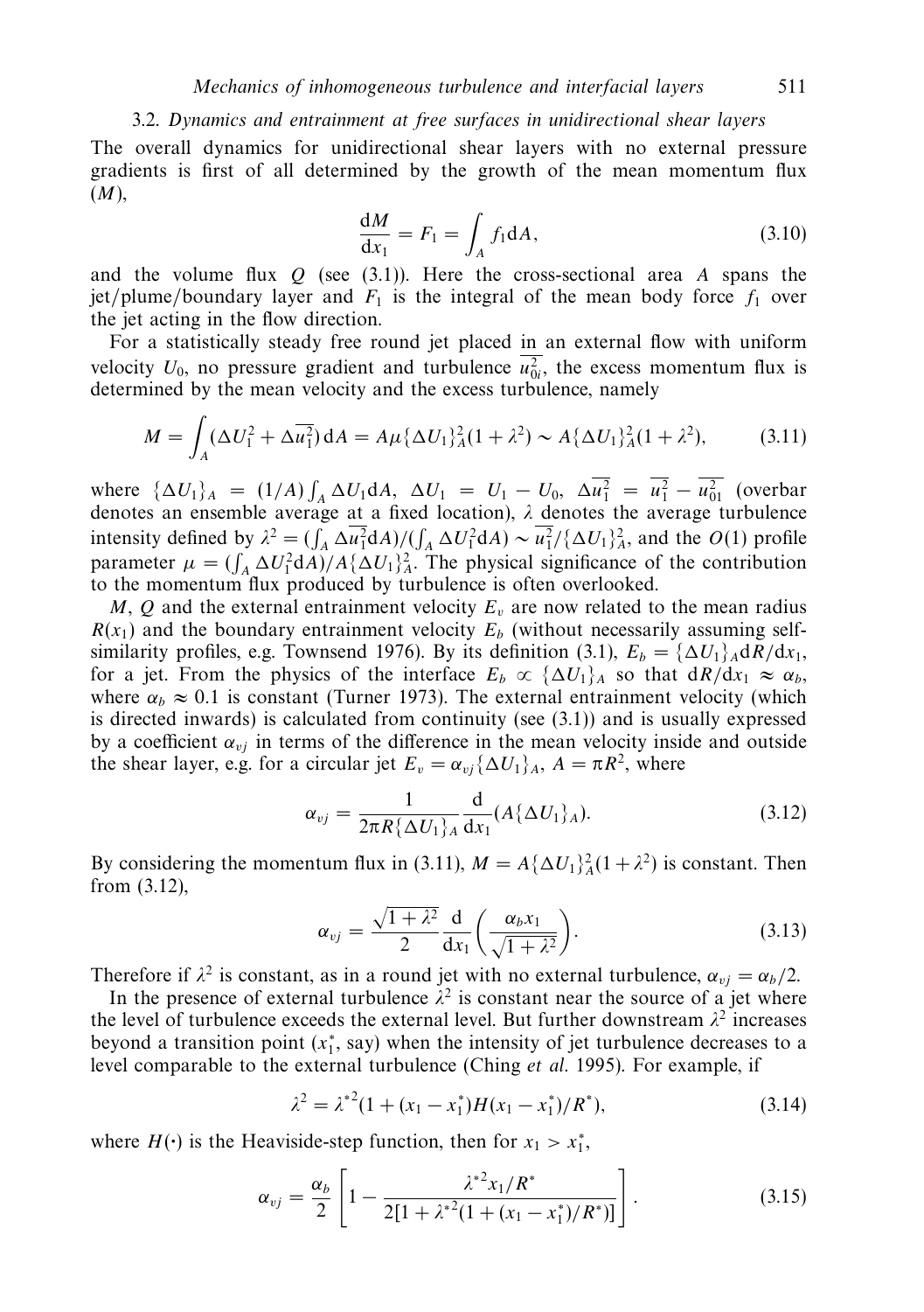### 3.2. *Dynamics and entrainment at free surfaces in unidirectional shear layers*

The overall dynamics for unidirectional shear layers with no external pressure gradients is first of all determined by the growth of the mean momentum flux ($M$),

$$\frac{\mathrm{d}M}{\mathrm{d}x_1} = F_1 = \int_A f_1 \mathrm{d}A, \tag{3.10}$$

and the volume flux $Q$ (see (3.1)). Here the cross-sectional area $A$ spans the jet/plume/boundary layer and $F_1$ is the integral of the mean body force $f_1$ over the jet acting in the flow direction.

For a statistically steady free round jet placed in an external flow with uniform velocity $U_0$, no pressure gradient and turbulence $\overline{u_{0i}^2}$, the excess momentum flux is determined by the mean velocity and the excess turbulence, namely

$$M = \int_A (\Delta U_1^2 + \Delta\overline{u_1^2})\,\mathrm{d}A = A\mu\{\Delta U_1\}_A^2(1+\lambda^2) \sim A\{\Delta U_1\}_A^2(1+\lambda^2), \tag{3.11}$$

where $\{\Delta U_1\}_A = (1/A)\int_A \Delta U_1 \mathrm{d}A$, $\Delta U_1 = U_1 - U_0$, $\Delta\overline{u_1^2} = \overline{u_1^2} - \overline{u_{01}^2}$ (overbar denotes an ensemble average at a fixed location), $\lambda$ denotes the average turbulence intensity defined by $\lambda^2 = (\int_A \Delta\overline{u_1^2}\mathrm{d}A)/(\int_A \Delta U_1^2 \mathrm{d}A) \sim \overline{u_1^2}/\{\Delta U_1\}_A^2$, and the $O(1)$ profile parameter $\mu = (\int_A \Delta U_1^2 \mathrm{d}A)/A\{\Delta U_1\}_A^2$. The physical significance of the contribution to the momentum flux produced by turbulence is often overlooked.

$M$, $Q$ and the external entrainment velocity $E_v$ are now related to the mean radius $R(x_1)$ and the boundary entrainment velocity $E_b$ (without necessarily assuming self-similarity profiles, e.g. Townsend 1976). By its definition (3.1), $E_b = \{\Delta U_1\}_A \mathrm{d}R/\mathrm{d}x_1$, for a jet. From the physics of the interface $E_b \propto \{\Delta U_1\}_A$ so that $\mathrm{d}R/\mathrm{d}x_1 \approx \alpha_b$, where $\alpha_b \approx 0.1$ is constant (Turner 1973). The external entrainment velocity (which is directed inwards) is calculated from continuity (see (3.1)) and is usually expressed by a coefficient $\alpha_{vj}$ in terms of the difference in the mean velocity inside and outside the shear layer, e.g. for a circular jet $E_v = \alpha_{vj}\{\Delta U_1\}_A$, $A = \pi R^2$, where

$$\alpha_{vj} = \frac{1}{2\pi R\{\Delta U_1\}_A}\frac{\mathrm{d}}{\mathrm{d}x_1}(A\{\Delta U_1\}_A). \tag{3.12}$$

By considering the momentum flux in (3.11), $M = A\{\Delta U_1\}_A^2(1+\lambda^2)$ is constant. Then from (3.12),

$$\alpha_{vj} = \frac{\sqrt{1+\lambda^2}}{2}\frac{\mathrm{d}}{\mathrm{d}x_1}\left(\frac{\alpha_b x_1}{\sqrt{1+\lambda^2}}\right). \tag{3.13}$$

Therefore if $\lambda^2$ is constant, as in a round jet with no external turbulence, $\alpha_{vj} = \alpha_b/2$.

In the presence of external turbulence $\lambda^2$ is constant near the source of a jet where the level of turbulence exceeds the external level. But further downstream $\lambda^2$ increases beyond a transition point ($x_1^*$, say) when the intensity of jet turbulence decreases to a level comparable to the external turbulence (Ching *et al.* 1995). For example, if

$$\lambda^2 = \lambda^{*2}(1 + (x_1 - x_1^*)H(x_1 - x_1^*)/R^*), \tag{3.14}$$

where $H(\cdot)$ is the Heaviside-step function, then for $x_1 > x_1^*$,

$$\alpha_{vj} = \frac{\alpha_b}{2}\left[1 - \frac{\lambda^{*2}x_1/R^*}{2[1+\lambda^{*2}(1+(x_1-x_1^*)/R^*)]}\right]. \tag{3.15}$$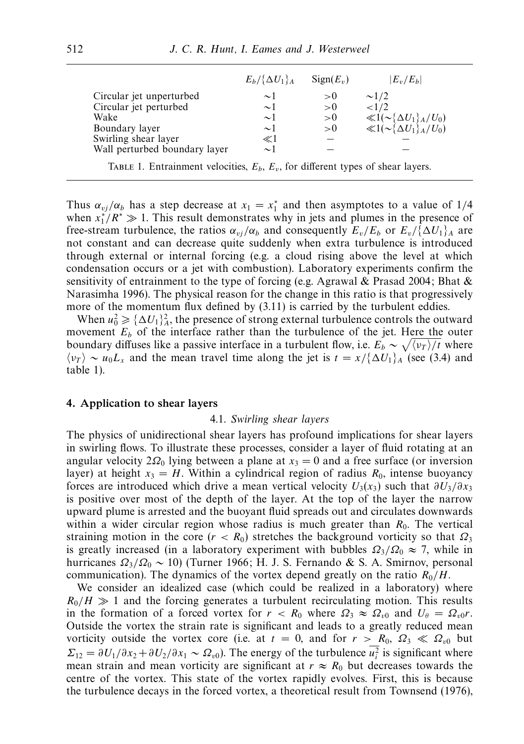| | $E_b/\{\Delta U_1\}_A$ | $\mathrm{Sign}(E_v)$ | $\lvert E_v/E_b \rvert$ |
|---|---|---|---|
| Circular jet unperturbed | $\sim 1$ | $>0$ | $\sim 1/2$ |
| Circular jet perturbed | $\sim 1$ | $>0$ | $<1/2$ |
| Wake | $\sim 1$ | $>0$ | $\ll 1 (\sim \{\Delta U_1\}_A/U_0)$ |
| Boundary layer | $\sim 1$ | $>0$ | $\ll 1 (\sim \{\Delta U_1\}_A/U_0)$ |
| Swirling shear layer | $\ll 1$ | – | – |
| Wall perturbed boundary layer | $\sim 1$ | – | – |

TABLE 1. Entrainment velocities, $E_b$, $E_v$, for different types of shear layers.

Thus $\alpha_{vj}/\alpha_b$ has a step decrease at $x_1 = x_1^*$ and then asymptotes to a value of 1/4 when $x_1^*/R^* \gg 1$. This result demonstrates why in jets and plumes in the presence of free-stream turbulence, the ratios $\alpha_{vj}/\alpha_b$ and consequently $E_v/E_b$ or $E_v/\{\Delta U_1\}_A$ are not constant and can decrease quite suddenly when extra turbulence is introduced through external or internal forcing (e.g. a cloud rising above the level at which condensation occurs or a jet with combustion). Laboratory experiments confirm the sensitivity of entrainment to the type of forcing (e.g. Agrawal & Prasad 2004; Bhat & Narasimha 1996). The physical reason for the change in this ratio is that progressively more of the momentum flux defined by (3.11) is carried by the turbulent eddies.

When $u_0^2 \geqslant \{\Delta U_1\}_A^2$, the presence of strong external turbulence controls the outward movement $E_b$ of the interface rather than the turbulence of the jet. Here the outer boundary diffuses like a passive interface in a turbulent flow, i.e. $E_b \sim \sqrt{\langle \nu_T \rangle / t}$ where $\langle \nu_T \rangle \sim u_0 L_x$ and the mean travel time along the jet is $t = x/\{\Delta U_1\}_A$ (see (3.4) and table 1).

## 4. Application to shear layers

### 4.1. *Swirling shear layers*

The physics of unidirectional shear layers has profound implications for shear layers in swirling flows. To illustrate these processes, consider a layer of fluid rotating at an angular velocity $2\Omega_0$ lying between a plane at $x_3 = 0$ and a free surface (or inversion layer) at height $x_3 = H$. Within a cylindrical region of radius $R_0$, intense buoyancy forces are introduced which drive a mean vertical velocity $U_3(x_3)$ such that $\partial U_3/\partial x_3$ is positive over most of the depth of the layer. At the top of the layer the narrow upward plume is arrested and the buoyant fluid spreads out and circulates downwards within a wider circular region whose radius is much greater than $R_0$. The vertical straining motion in the core $(r < R_0)$ stretches the background vorticity so that $\Omega_3$ is greatly increased (in a laboratory experiment with bubbles $\Omega_3/\Omega_0 \approx 7$, while in hurricanes $\Omega_3/\Omega_0 \sim 10$) (Turner 1966; H. J. S. Fernando & S. A. Smirnov, personal communication). The dynamics of the vortex depend greatly on the ratio $R_0/H$.

We consider an idealized case (which could be realized in a laboratory) where $R_0/H \gg 1$ and the forcing generates a turbulent recirculating motion. This results in the formation of a forced vortex for $r < R_0$ where $\Omega_3 \approx \Omega_{v0}$ and $U_\theta = \Omega_{v0} r$. Outside the vortex the strain rate is significant and leads to a greatly reduced mean vorticity outside the vortex core (i.e. at $t = 0$, and for $r > R_0$, $\Omega_3 \ll \Omega_{v0}$ but $\Sigma_{12} = \partial U_1/\partial x_2 + \partial U_2/\partial x_1 \sim \Omega_{v0}$). The energy of the turbulence $\overline{u_i^2}$ is significant where mean strain and mean vorticity are significant at $r \approx R_0$ but decreases towards the centre of the vortex. This state of the vortex rapidly evolves. First, this is because the turbulence decays in the forced vortex, a theoretical result from Townsend (1976),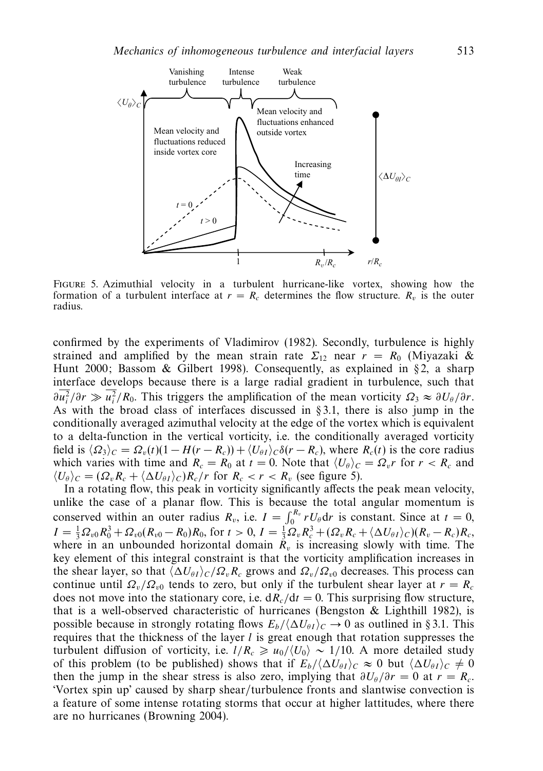FIGURE 5. Azimuthial velocity in a turbulent hurricane-like vortex, showing how the formation of a turbulent interface at $r = R_c$ determines the flow structure. $R_v$ is the outer radius.

confirmed by the experiments of Vladimirov (1982). Secondly, turbulence is highly strained and amplified by the mean strain rate $\Sigma_{12}$ near $r = R_0$ (Miyazaki & Hunt 2000; Bassom & Gilbert 1998). Consequently, as explained in § 2, a sharp interface develops because there is a large radial gradient in turbulence, such that $\partial\overline{u_i^2}/\partial r \gg \overline{u_i^2}/R_0$. This triggers the amplification of the mean vorticity $\Omega_3 \approx \partial U_\theta/\partial r$. As with the broad class of interfaces discussed in § 3.1, there is also jump in the conditionally averaged azimuthal velocity at the edge of the vortex which is equivalent to a delta-function in the vertical vorticity, i.e. the conditionally averaged vorticity field is $\langle\Omega_3\rangle_C = \Omega_v(t)(1 - H(r - R_c)) + \langle U_{\theta I}\rangle_C \delta(r - R_c)$, where $R_c(t)$ is the core radius which varies with time and $R_c = R_0$ at $t = 0$. Note that $\langle U_\theta\rangle_C = \Omega_v r$ for $r < R_c$ and $\langle U_\theta\rangle_C = (\Omega_v R_c + \langle\Delta U_{\theta I}\rangle_C)R_c/r$ for $R_c < r < R_v$ (see figure 5).

In a rotating flow, this peak in vorticity significantly affects the peak mean velocity, unlike the case of a planar flow. This is because the total angular momentum is conserved within an outer radius $R_v$, i.e. $I = \int_0^{R_v} rU_\theta \mathrm{d}r$ is constant. Since at $t = 0$, $I = \frac{1}{3}\Omega_{v0}R_0^3 + \Omega_{v0}(R_{v0} - R_0)R_0$, for $t > 0$, $I = \frac{1}{3}\Omega_v R_c^3 + (\Omega_v R_c + \langle\Delta U_{\theta I}\rangle_C)(R_v - R_c)R_c$, where in an unbounded horizontal domain $R_v$ is increasing slowly with time. The key element of this integral constraint is that the vorticity amplification increases in the shear layer, so that $\langle\Delta U_{\theta I}\rangle_C/\Omega_v R_c$ grows and $\Omega_v/\Omega_{v0}$ decreases. This process can continue until $\Omega_v/\Omega_{v0}$ tends to zero, but only if the turbulent shear layer at $r = R_c$ does not move into the stationary core, i.e. $\mathrm{d}R_c/\mathrm{d}t = 0$. This surprising flow structure, that is a well-observed characteristic of hurricanes (Bengston & Lighthill 1982), is possible because in strongly rotating flows $E_b/\langle\Delta U_{\theta I}\rangle_C \to 0$ as outlined in § 3.1. This requires that the thickness of the layer $l$ is great enough that rotation suppresses the turbulent diffusion of vorticity, i.e. $l/R_c \geqslant u_0/\langle U_0\rangle \sim 1/10$. A more detailed study of this problem (to be published) shows that if $E_b/\langle\Delta U_{\theta I}\rangle_C \approx 0$ but $\langle\Delta U_{\theta I}\rangle_C \neq 0$ then the jump in the shear stress is also zero, implying that $\partial U_\theta/\partial r = 0$ at $r = R_c$. 'Vortex spin up' caused by sharp shear/turbulence fronts and slantwise convection is a feature of some intense rotating storms that occur at higher lattitudes, where there are no hurricanes (Browning 2004).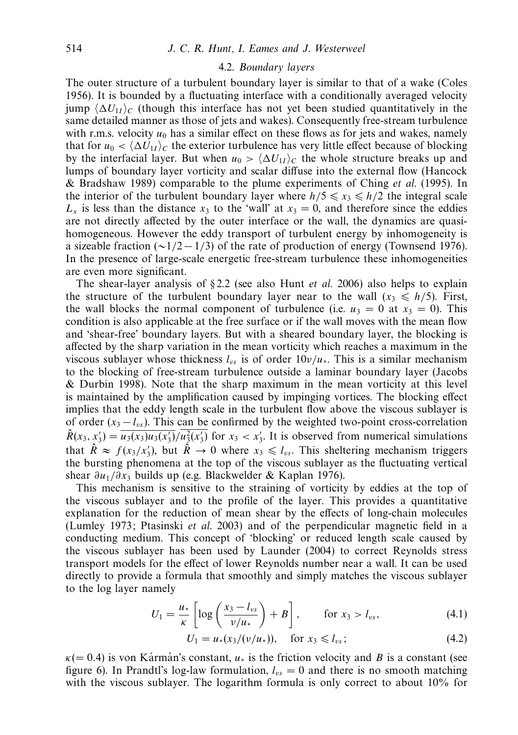### 4.2. *Boundary layers*

The outer structure of a turbulent boundary layer is similar to that of a wake (Coles 1956). It is bounded by a fluctuating interface with a conditionally averaged velocity jump $\langle \Delta U_{1I} \rangle_C$ (though this interface has not yet been studied quantitatively in the same detailed manner as those of jets and wakes). Consequently free-stream turbulence with r.m.s. velocity $u_0$ has a similar effect on these flows as for jets and wakes, namely that for $u_0 < \langle \Delta U_{1I} \rangle_C$ the exterior turbulence has very little effect because of blocking by the interfacial layer. But when $u_0 > \langle \Delta U_{1I} \rangle_C$ the whole structure breaks up and lumps of boundary layer vorticity and scalar diffuse into the external flow (Hancock & Bradshaw 1989) comparable to the plume experiments of Ching *et al.* (1995). In the interior of the turbulent boundary layer where $h/5 \leqslant x_3 \leqslant h/2$ the integral scale $L_x$ is less than the distance $x_3$ to the 'wall' at $x_3 = 0$, and therefore since the eddies are not directly affected by the outer interface or the wall, the dynamics are quasi-homogeneous. However the eddy transport of turbulent energy by inhomogeneity is a sizeable fraction ($\sim 1/2 - 1/3$) of the rate of production of energy (Townsend 1976). In the presence of large-scale energetic free-stream turbulence these inhomogeneities are even more significant.

The shear-layer analysis of §2.2 (see also Hunt *et al.* 2006) also helps to explain the structure of the turbulent boundary layer near to the wall ($x_3 \leqslant h/5$). First, the wall blocks the normal component of turbulence (i.e. $u_3 = 0$ at $x_3 = 0$). This condition is also applicable at the free surface or if the wall moves with the mean flow and 'shear-free' boundary layers. But with a sheared boundary layer, the blocking is affected by the sharp variation in the mean vorticity which reaches a maximum in the viscous sublayer whose thickness $l_{vs}$ is of order $10\nu/u_*$. This is a similar mechanism to the blocking of free-stream turbulence outside a laminar boundary layer (Jacobs & Durbin 1998). Note that the sharp maximum in the mean vorticity at this level is maintained by the amplification caused by impinging vortices. The blocking effect implies that the eddy length scale in the turbulent flow above the viscous sublayer is of order $(x_3 - l_{vs})$. This can be confirmed by the weighted two-point cross-correlation $\hat{R}(x_3, x_3') = \overline{u_3(x_3)u_3(x_3')}/\overline{u_3^2(x_3')}$ for $x_3 < x_3'$. It is observed from numerical simulations that $\hat{R} \approx f(x_3/x_3')$, but $\hat{R} \to 0$ where $x_3 \leqslant l_{vs}$. This sheltering mechanism triggers the bursting phenomena at the top of the viscous sublayer as the fluctuating vertical shear $\partial u_1/\partial x_3$ builds up (e.g. Blackwelder & Kaplan 1976).

This mechanism is sensitive to the straining of vorticity by eddies at the top of the viscous sublayer and to the profile of the layer. This provides a quantitative explanation for the reduction of mean shear by the effects of long-chain molecules (Lumley 1973; Ptasinski *et al.* 2003) and of the perpendicular magnetic field in a conducting medium. This concept of 'blocking' or reduced length scale caused by the viscous sublayer has been used by Launder (2004) to correct Reynolds stress transport models for the effect of lower Reynolds number near a wall. It can be used directly to provide a formula that smoothly and simply matches the viscous sublayer to the log layer namely

$$U_1 = \frac{u_*}{\kappa}\left[\log\left(\frac{x_3 - l_{vs}}{\nu/u_*}\right) + B\right], \qquad \text{for } x_3 > l_{vs}, \tag{4.1}$$

$$U_1 = u_*(x_3/(\nu/u_*)), \quad \text{for } x_3 \leqslant l_{vs}; \tag{4.2}$$

$\kappa(= 0.4)$ is von Kármán's constant, $u_*$ is the friction velocity and $B$ is a constant (see figure 6). In Prandtl's log-law formulation, $l_{vs} = 0$ and there is no smooth matching with the viscous sublayer. The logarithm formula is only correct to about 10% for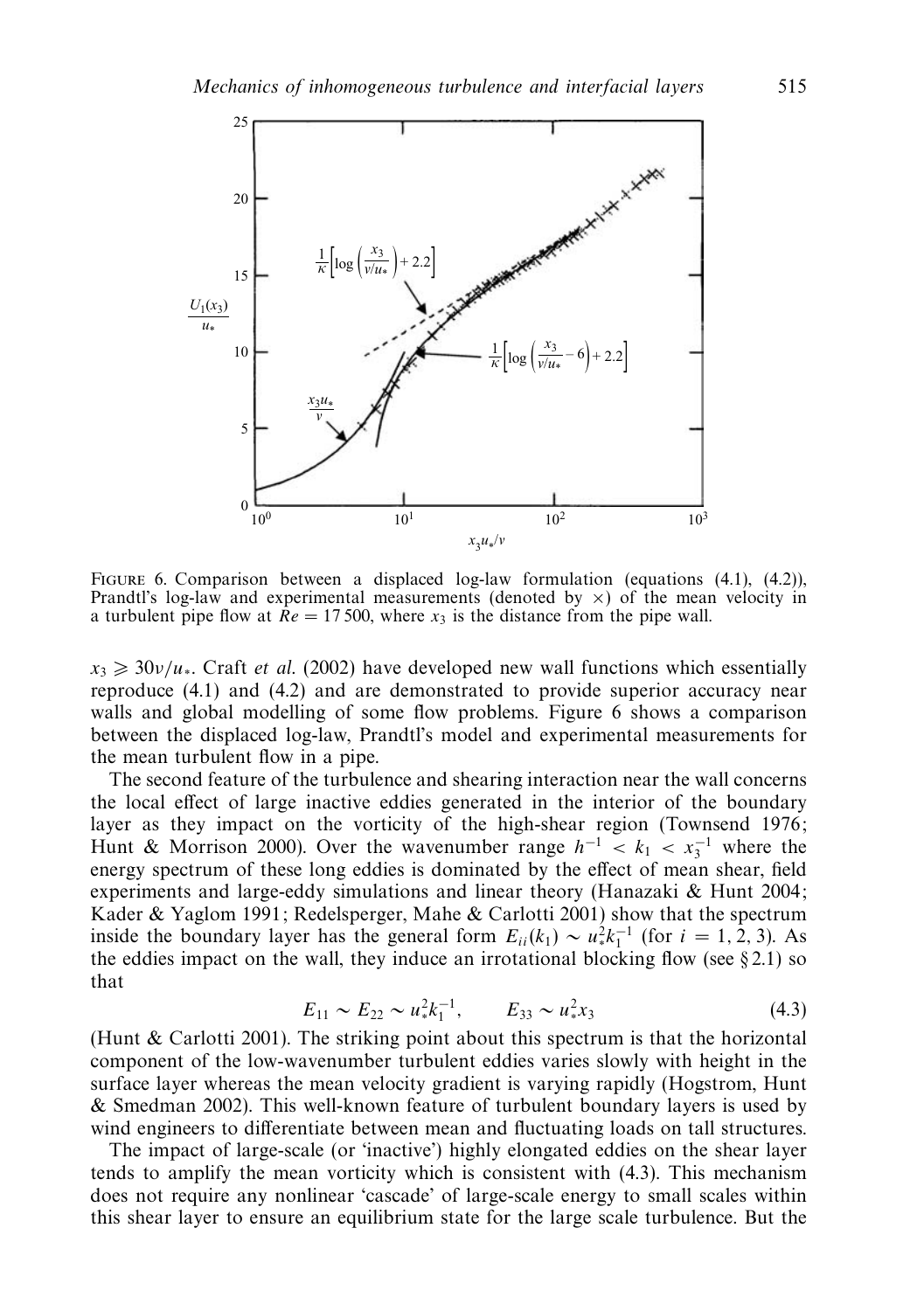FIGURE 6. Comparison between a displaced log-law formulation (equations (4.1), (4.2)), Prandtl's log-law and experimental measurements (denoted by $\times$) of the mean velocity in a turbulent pipe flow at $Re = 17\,500$, where $x_3$ is the distance from the pipe wall.

$x_3 \geqslant 30\nu/u_*$. Craft *et al.* (2002) have developed new wall functions which essentially reproduce (4.1) and (4.2) and are demonstrated to provide superior accuracy near walls and global modelling of some flow problems. Figure 6 shows a comparison between the displaced log-law, Prandtl's model and experimental measurements for the mean turbulent flow in a pipe.

The second feature of the turbulence and shearing interaction near the wall concerns the local effect of large inactive eddies generated in the interior of the boundary layer as they impact on the vorticity of the high-shear region (Townsend 1976; Hunt & Morrison 2000). Over the wavenumber range $h^{-1} < k_1 < x_3^{-1}$ where the energy spectrum of these long eddies is dominated by the effect of mean shear, field experiments and large-eddy simulations and linear theory (Hanazaki & Hunt 2004; Kader & Yaglom 1991; Redelsperger, Mahe & Carlotti 2001) show that the spectrum inside the boundary layer has the general form $E_{ii}(k_1) \sim u_*^2 k_1^{-1}$ (for $i = 1, 2, 3$). As the eddies impact on the wall, they induce an irrotational blocking flow (see §2.1) so that

$$E_{11} \sim E_{22} \sim u_*^2 k_1^{-1}, \qquad E_{33} \sim u_*^2 x_3 \tag{4.3}$$

(Hunt & Carlotti 2001). The striking point about this spectrum is that the horizontal component of the low-wavenumber turbulent eddies varies slowly with height in the surface layer whereas the mean velocity gradient is varying rapidly (Hogstrom, Hunt & Smedman 2002). This well-known feature of turbulent boundary layers is used by wind engineers to differentiate between mean and fluctuating loads on tall structures.

The impact of large-scale (or 'inactive') highly elongated eddies on the shear layer tends to amplify the mean vorticity which is consistent with (4.3). This mechanism does not require any nonlinear 'cascade' of large-scale energy to small scales within this shear layer to ensure an equilibrium state for the large scale turbulence. But the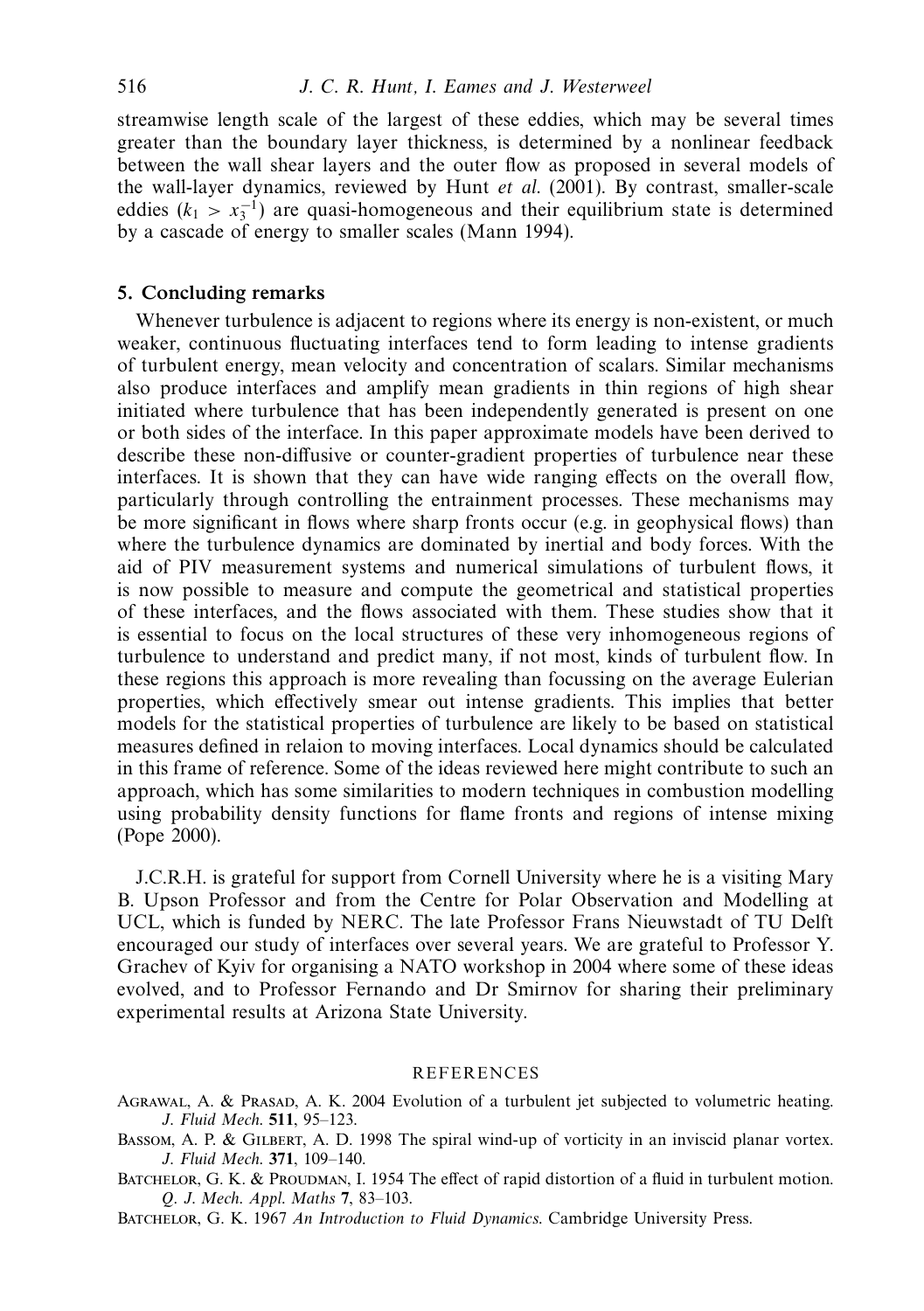streamwise length scale of the largest of these eddies, which may be several times greater than the boundary layer thickness, is determined by a nonlinear feedback between the wall shear layers and the outer flow as proposed in several models of the wall-layer dynamics, reviewed by Hunt *et al.* (2001). By contrast, smaller-scale eddies ($k_1 > x_3^{-1}$) are quasi-homogeneous and their equilibrium state is determined by a cascade of energy to smaller scales (Mann 1994).

## 5. Concluding remarks

Whenever turbulence is adjacent to regions where its energy is non-existent, or much weaker, continuous fluctuating interfaces tend to form leading to intense gradients of turbulent energy, mean velocity and concentration of scalars. Similar mechanisms also produce interfaces and amplify mean gradients in thin regions of high shear initiated where turbulence that has been independently generated is present on one or both sides of the interface. In this paper approximate models have been derived to describe these non-diffusive or counter-gradient properties of turbulence near these interfaces. It is shown that they can have wide ranging effects on the overall flow, particularly through controlling the entrainment processes. These mechanisms may be more significant in flows where sharp fronts occur (e.g. in geophysical flows) than where the turbulence dynamics are dominated by inertial and body forces. With the aid of PIV measurement systems and numerical simulations of turbulent flows, it is now possible to measure and compute the geometrical and statistical properties of these interfaces, and the flows associated with them. These studies show that it is essential to focus on the local structures of these very inhomogeneous regions of turbulence to understand and predict many, if not most, kinds of turbulent flow. In these regions this approach is more revealing than focussing on the average Eulerian properties, which effectively smear out intense gradients. This implies that better models for the statistical properties of turbulence are likely to be based on statistical measures defined in relaion to moving interfaces. Local dynamics should be calculated in this frame of reference. Some of the ideas reviewed here might contribute to such an approach, which has some similarities to modern techniques in combustion modelling using probability density functions for flame fronts and regions of intense mixing (Pope 2000).

J.C.R.H. is grateful for support from Cornell University where he is a visiting Mary B. Upson Professor and from the Centre for Polar Observation and Modelling at UCL, which is funded by NERC. The late Professor Frans Nieuwstadt of TU Delft encouraged our study of interfaces over several years. We are grateful to Professor Y. Grachev of Kyiv for organising a NATO workshop in 2004 where some of these ideas evolved, and to Professor Fernando and Dr Smirnov for sharing their preliminary experimental results at Arizona State University.

## REFERENCES

Agrawal, A. & Prasad, A. K. 2004 Evolution of a turbulent jet subjected to volumetric heating. *J. Fluid Mech.* **511**, 95–123.

Bassom, A. P. & Gilbert, A. D. 1998 The spiral wind-up of vorticity in an inviscid planar vortex. *J. Fluid Mech.* **371**, 109–140.

Batchelor, G. K. & Proudman, I. 1954 The effect of rapid distortion of a fluid in turbulent motion. *Q. J. Mech. Appl. Maths* **7**, 83–103.

Batchelor, G. K. 1967 *An Introduction to Fluid Dynamics*. Cambridge University Press.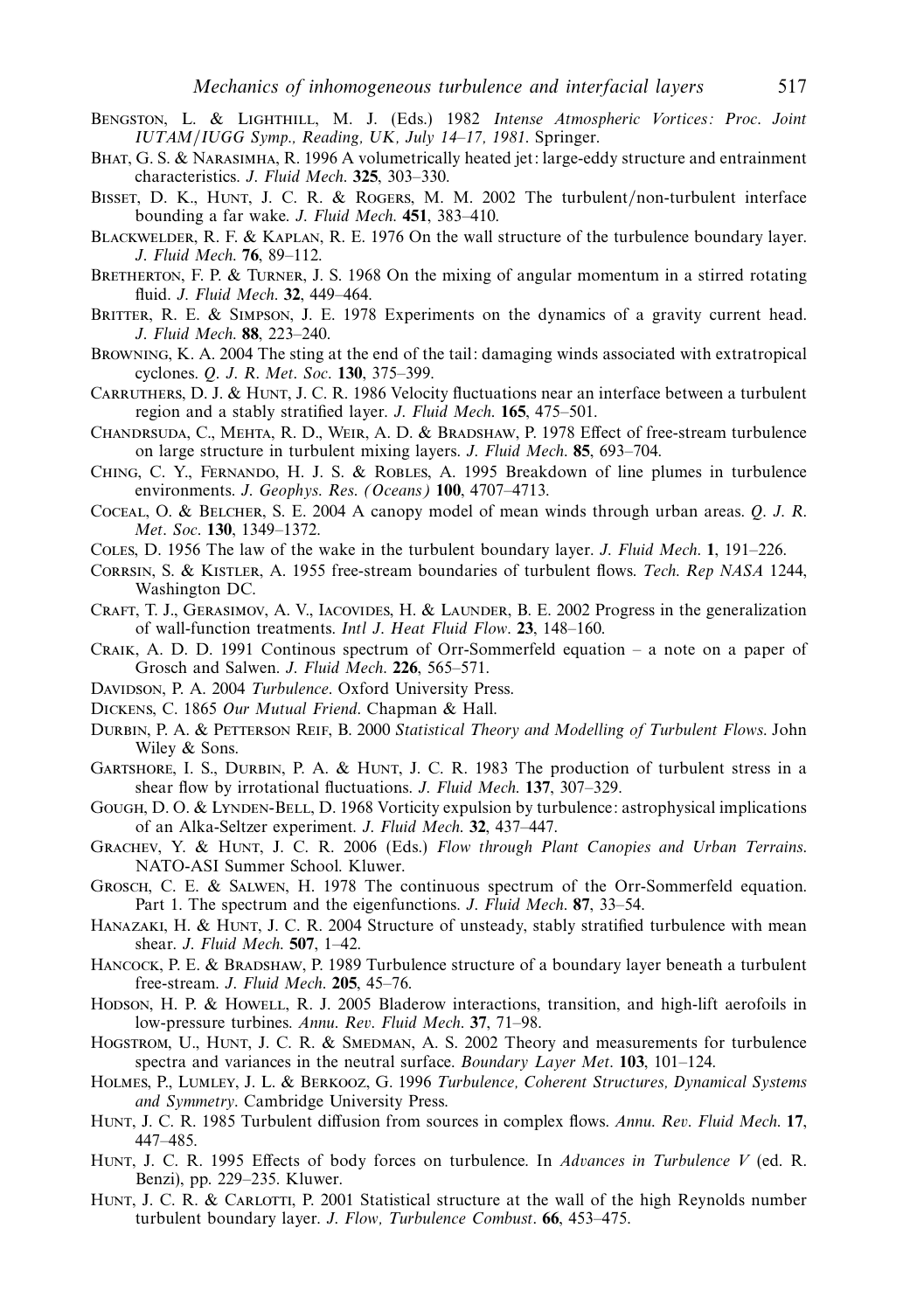Bengston, L. & Lighthill, M. J. (Eds.) 1982 *Intense Atmospheric Vortices: Proc. Joint IUTAM/IUGG Symp., Reading, UK, July 14–17, 1981*. Springer.

Bhat, G. S. & Narasimha, R. 1996 A volumetrically heated jet: large-eddy structure and entrainment characteristics. *J. Fluid Mech.* **325**, 303–330.

Bisset, D. K., Hunt, J. C. R. & Rogers, M. M. 2002 The turbulent/non-turbulent interface bounding a far wake. *J. Fluid Mech.* **451**, 383–410.

Blackwelder, R. F. & Kaplan, R. E. 1976 On the wall structure of the turbulence boundary layer. *J. Fluid Mech.* **76**, 89–112.

Bretherton, F. P. & Turner, J. S. 1968 On the mixing of angular momentum in a stirred rotating fluid. *J. Fluid Mech.* **32**, 449–464.

Britter, R. E. & Simpson, J. E. 1978 Experiments on the dynamics of a gravity current head. *J. Fluid Mech.* **88**, 223–240.

Browning, K. A. 2004 The sting at the end of the tail: damaging winds associated with extratropical cyclones. *Q. J. R. Met. Soc.* **130**, 375–399.

Carruthers, D. J. & Hunt, J. C. R. 1986 Velocity fluctuations near an interface between a turbulent region and a stably stratified layer. *J. Fluid Mech.* **165**, 475–501.

Chandrsuda, C., Mehta, R. D., Weir, A. D. & Bradshaw, P. 1978 Effect of free-stream turbulence on large structure in turbulent mixing layers. *J. Fluid Mech.* **85**, 693–704.

Ching, C. Y., Fernando, H. J. S. & Robles, A. 1995 Breakdown of line plumes in turbulence environments. *J. Geophys. Res. (Oceans)* **100**, 4707–4713.

Coceal, O. & Belcher, S. E. 2004 A canopy model of mean winds through urban areas. *Q. J. R. Met. Soc.* **130**, 1349–1372.

Coles, D. 1956 The law of the wake in the turbulent boundary layer. *J. Fluid Mech.* **1**, 191–226.

Corrsin, S. & Kistler, A. 1955 free-stream boundaries of turbulent flows. *Tech. Rep NASA* 1244, Washington DC.

Craft, T. J., Gerasimov, A. V., Iacovides, H. & Launder, B. E. 2002 Progress in the generalization of wall-function treatments. *Intl J. Heat Fluid Flow*. **23**, 148–160.

Craik, A. D. D. 1991 Continous spectrum of Orr-Sommerfeld equation – a note on a paper of Grosch and Salwen. *J. Fluid Mech.* **226**, 565–571.

Davidson, P. A. 2004 *Turbulence*. Oxford University Press.

Dickens, C. 1865 *Our Mutual Friend*. Chapman & Hall.

Durbin, P. A. & Petterson Reif, B. 2000 *Statistical Theory and Modelling of Turbulent Flows*. John Wiley & Sons.

Gartshore, I. S., Durbin, P. A. & Hunt, J. C. R. 1983 The production of turbulent stress in a shear flow by irrotational fluctuations. *J. Fluid Mech.* **137**, 307–329.

Gough, D. O. & Lynden-Bell, D. 1968 Vorticity expulsion by turbulence: astrophysical implications of an Alka-Seltzer experiment. *J. Fluid Mech.* **32**, 437–447.

Grachev, Y. & Hunt, J. C. R. 2006 (Eds.) *Flow through Plant Canopies and Urban Terrains*. NATO-ASI Summer School. Kluwer.

Grosch, C. E. & Salwen, H. 1978 The continuous spectrum of the Orr-Sommerfeld equation. Part 1. The spectrum and the eigenfunctions. *J. Fluid Mech.* **87**, 33–54.

Hanazaki, H. & Hunt, J. C. R. 2004 Structure of unsteady, stably stratified turbulence with mean shear. *J. Fluid Mech.* **507**, 1–42.

Hancock, P. E. & Bradshaw, P. 1989 Turbulence structure of a boundary layer beneath a turbulent free-stream. *J. Fluid Mech.* **205**, 45–76.

Hodson, H. P. & Howell, R. J. 2005 Bladerow interactions, transition, and high-lift aerofoils in low-pressure turbines. *Annu. Rev. Fluid Mech.* **37**, 71–98.

Hogstrom, U., Hunt, J. C. R. & Smedman, A. S. 2002 Theory and measurements for turbulence spectra and variances in the neutral surface. *Boundary Layer Met*. **103**, 101–124.

Holmes, P., Lumley, J. L. & Berkooz, G. 1996 *Turbulence, Coherent Structures, Dynamical Systems and Symmetry*. Cambridge University Press.

Hunt, J. C. R. 1985 Turbulent diffusion from sources in complex flows. *Annu. Rev. Fluid Mech.* **17**, 447–485.

Hunt, J. C. R. 1995 Effects of body forces on turbulence. In *Advances in Turbulence V* (ed. R. Benzi), pp. 229–235. Kluwer.

Hunt, J. C. R. & Carlotti, P. 2001 Statistical structure at the wall of the high Reynolds number turbulent boundary layer. *J. Flow, Turbulence Combust*. **66**, 453–475.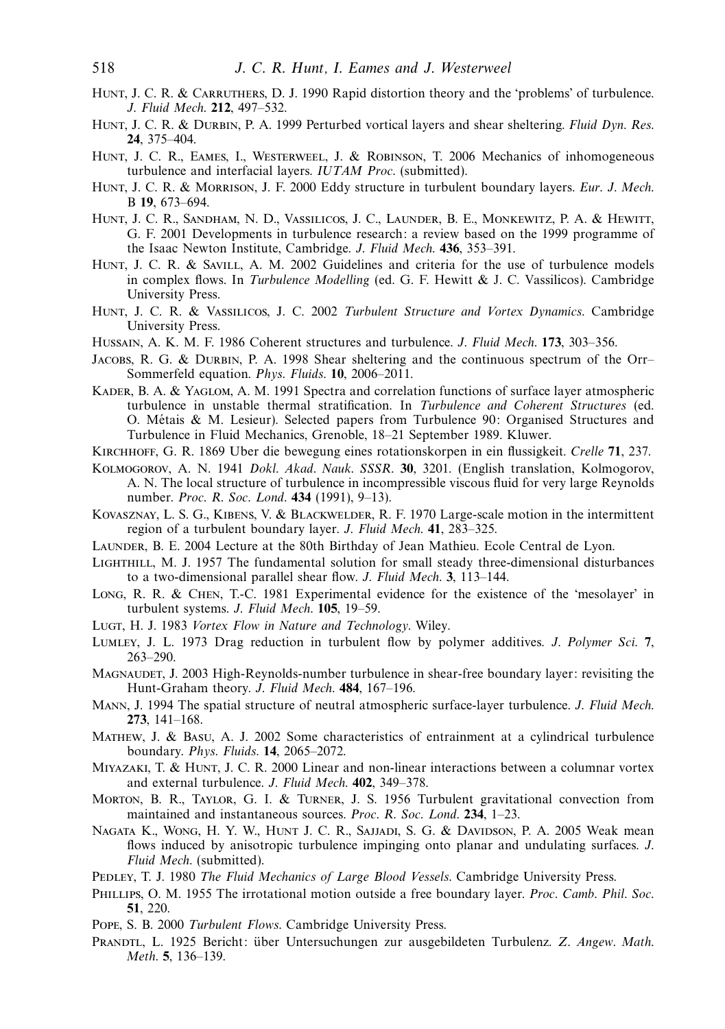Hunt, J. C. R. & Carruthers, D. J. 1990 Rapid distortion theory and the 'problems' of turbulence. *J. Fluid Mech.* **212**, 497–532.

Hunt, J. C. R. & Durbin, P. A. 1999 Perturbed vortical layers and shear sheltering. *Fluid Dyn. Res.* **24**, 375–404.

Hunt, J. C. R., Eames, I., Westerweel, J. & Robinson, T. 2006 Mechanics of inhomogeneous turbulence and interfacial layers. *IUTAM Proc.* (submitted).

Hunt, J. C. R. & Morrison, J. F. 2000 Eddy structure in turbulent boundary layers. *Eur. J. Mech.* B **19**, 673–694.

Hunt, J. C. R., Sandham, N. D., Vassilicos, J. C., Launder, B. E., Monkewitz, P. A. & Hewitt, G. F. 2001 Developments in turbulence research: a review based on the 1999 programme of the Isaac Newton Institute, Cambridge. *J. Fluid Mech.* **436**, 353–391.

Hunt, J. C. R. & Savill, A. M. 2002 Guidelines and criteria for the use of turbulence models in complex flows. In *Turbulence Modelling* (ed. G. F. Hewitt & J. C. Vassilicos). Cambridge University Press.

Hunt, J. C. R. & Vassilicos, J. C. 2002 *Turbulent Structure and Vortex Dynamics*. Cambridge University Press.

Hussain, A. K. M. F. 1986 Coherent structures and turbulence. *J. Fluid Mech.* **173**, 303–356.

Jacobs, R. G. & Durbin, P. A. 1998 Shear sheltering and the continuous spectrum of the Orr–Sommerfeld equation. *Phys. Fluids.* **10**, 2006–2011.

Kader, B. A. & Yaglom, A. M. 1991 Spectra and correlation functions of surface layer atmospheric turbulence in unstable thermal stratification. In *Turbulence and Coherent Structures* (ed. O. Métais & M. Lesieur). Selected papers from Turbulence 90: Organised Structures and Turbulence in Fluid Mechanics, Grenoble, 18–21 September 1989. Kluwer.

Kirchhoff, G. R. 1869 Uber die bewegung eines rotationskorpen in ein flussigkeit. *Crelle* **71**, 237.

Kolmogorov, A. N. 1941 *Dokl. Akad. Nauk. SSSR*. **30**, 3201. (English translation, Kolmogorov, A. N. The local structure of turbulence in incompressible viscous fluid for very large Reynolds number. *Proc. R. Soc. Lond.* **434** (1991), 9–13).

Kovasznay, L. S. G., Kibens, V. & Blackwelder, R. F. 1970 Large-scale motion in the intermittent region of a turbulent boundary layer. *J. Fluid Mech.* **41**, 283–325.

Launder, B. E. 2004 Lecture at the 80th Birthday of Jean Mathieu. Ecole Central de Lyon.

Lighthill, M. J. 1957 The fundamental solution for small steady three-dimensional disturbances to a two-dimensional parallel shear flow. *J. Fluid Mech.* **3**, 113–144.

Long, R. R. & Chen, T.-C. 1981 Experimental evidence for the existence of the 'mesolayer' in turbulent systems. *J. Fluid Mech.* **105**, 19–59.

Lugt, H. J. 1983 *Vortex Flow in Nature and Technology*. Wiley.

Lumley, J. L. 1973 Drag reduction in turbulent flow by polymer additives. *J. Polymer Sci.* **7**, 263–290.

Magnaudet, J. 2003 High-Reynolds-number turbulence in shear-free boundary layer: revisiting the Hunt-Graham theory. *J. Fluid Mech.* **484**, 167–196.

Mann, J. 1994 The spatial structure of neutral atmospheric surface-layer turbulence. *J. Fluid Mech.* **273**, 141–168.

Mathew, J. & Basu, A. J. 2002 Some characteristics of entrainment at a cylindrical turbulence boundary. *Phys. Fluids.* **14**, 2065–2072.

Miyazaki, T. & Hunt, J. C. R. 2000 Linear and non-linear interactions between a columnar vortex and external turbulence. *J. Fluid Mech.* **402**, 349–378.

Morton, B. R., Taylor, G. I. & Turner, J. S. 1956 Turbulent gravitational convection from maintained and instantaneous sources. *Proc. R. Soc. Lond.* **234**, 1–23.

Nagata K., Wong, H. Y. W., Hunt J. C. R., Sajjadi, S. G. & Davidson, P. A. 2005 Weak mean flows induced by anisotropic turbulence impinging onto planar and undulating surfaces. *J. Fluid Mech.* (submitted).

Pedley, T. J. 1980 *The Fluid Mechanics of Large Blood Vessels*. Cambridge University Press.

Phillips, O. M. 1955 The irrotational motion outside a free boundary layer. *Proc. Camb. Phil. Soc.* **51**, 220.

Pope, S. B. 2000 *Turbulent Flows*. Cambridge University Press.

Prandtl, L. 1925 Bericht: über Untersuchungen zur ausgebildeten Turbulenz. *Z. Angew. Math. Meth.* **5**, 136–139.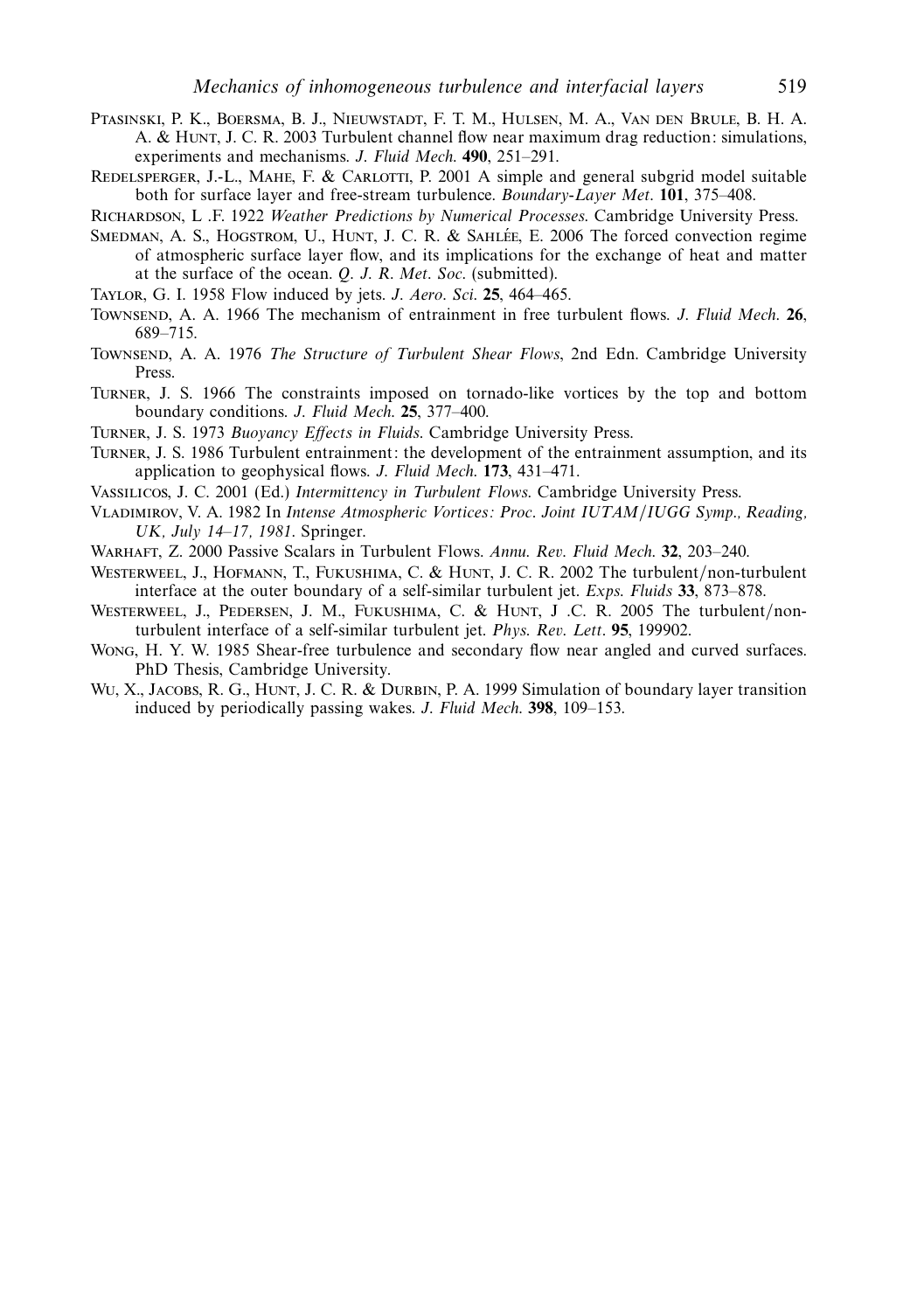Ptasinski, P. K., Boersma, B. J., Nieuwstadt, F. T. M., Hulsen, M. A., Van den Brule, B. H. A. A. & Hunt, J. C. R. 2003 Turbulent channel flow near maximum drag reduction: simulations, experiments and mechanisms. *J. Fluid Mech.* **490**, 251–291.

Redelsperger, J.-L., Mahe, F. & Carlotti, P. 2001 A simple and general subgrid model suitable both for surface layer and free-stream turbulence. *Boundary-Layer Met*. **101**, 375–408.

Richardson, L .F. 1922 *Weather Predictions by Numerical Processes*. Cambridge University Press.

Smedman, A. S., Hogstrom, U., Hunt, J. C. R. & Sahlée, E. 2006 The forced convection regime of atmospheric surface layer flow, and its implications for the exchange of heat and matter at the surface of the ocean. *Q. J. R. Met. Soc.* (submitted).

Taylor, G. I. 1958 Flow induced by jets. *J. Aero. Sci.* **25**, 464–465.

Townsend, A. A. 1966 The mechanism of entrainment in free turbulent flows. *J. Fluid Mech.* **26**, 689–715.

Townsend, A. A. 1976 *The Structure of Turbulent Shear Flows*, 2nd Edn. Cambridge University Press.

Turner, J. S. 1966 The constraints imposed on tornado-like vortices by the top and bottom boundary conditions. *J. Fluid Mech.* **25**, 377–400.

Turner, J. S. 1973 *Buoyancy Effects in Fluids*. Cambridge University Press.

Turner, J. S. 1986 Turbulent entrainment: the development of the entrainment assumption, and its application to geophysical flows. *J. Fluid Mech.* **173**, 431–471.

Vassilicos, J. C. 2001 (Ed.) *Intermittency in Turbulent Flows*. Cambridge University Press.

Vladimirov, V. A. 1982 In *Intense Atmospheric Vortices: Proc. Joint IUTAM/IUGG Symp., Reading, UK, July 14–17, 1981*. Springer.

Warhaft, Z. 2000 Passive Scalars in Turbulent Flows. *Annu. Rev. Fluid Mech.* **32**, 203–240.

Westerweel, J., Hofmann, T., Fukushima, C. & Hunt, J. C. R. 2002 The turbulent/non-turbulent interface at the outer boundary of a self-similar turbulent jet. *Exps. Fluids* **33**, 873–878.

Westerweel, J., Pedersen, J. M., Fukushima, C. & Hunt, J .C. R. 2005 The turbulent/non-turbulent interface of a self-similar turbulent jet. *Phys. Rev. Lett*. **95**, 199902.

Wong, H. Y. W. 1985 Shear-free turbulence and secondary flow near angled and curved surfaces. PhD Thesis, Cambridge University.

Wu, X., Jacobs, R. G., Hunt, J. C. R. & Durbin, P. A. 1999 Simulation of boundary layer transition induced by periodically passing wakes. *J. Fluid Mech.* **398**, 109–153.